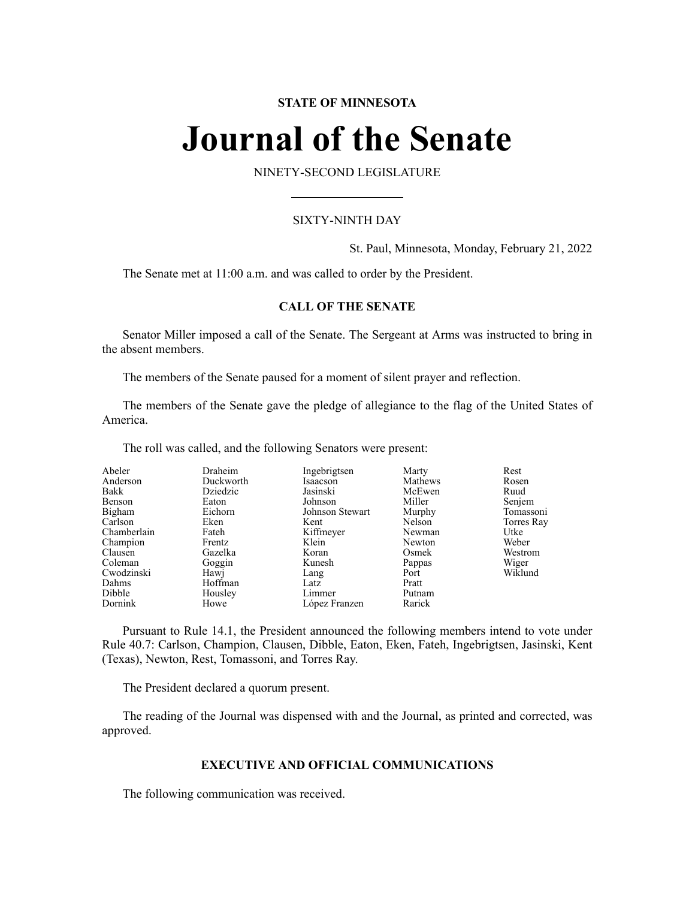**STATE OF MINNESOTA**

# Journal of the Senate

NINETY-SECOND LEGISLATURE

SIXTY-NINTH DAY

St. Paul, Minnesota, Monday, February 21, 2022

The Senate met at 11:00 a.m. and was called to order by the President.

## CALL OF THE SENATE

Senator Miller imposed a call of the Senate. The Sergeant at Arms was instructed to bring in the absent members.

The members of the Senate paused for a moment of silent prayer and reflection.

The members of the Senate gave the pledge of allegiance to the flag of the United States of America.

The roll was called, and the following Senators were present:

| | | | | |
|---|---|---|---|---|
| Abeler | Draheim | Ingebrigtsen | Marty | Rest |
| Anderson | Duckworth | Isaacson | Mathews | Rosen |
| Bakk | Dziedzic | Jasinski | McEwen | Ruud |
| Benson | Eaton | Johnson | Miller | Senjem |
| Bigham | Eichorn | Johnson Stewart | Murphy | Tomassoni |
| Carlson | Eken | Kent | Nelson | Torres Ray |
| Chamberlain | Fateh | Kiffmeyer | Newman | Utke |
| Champion | Frentz | Klein | Newton | Weber |
| Clausen | Gazelka | Koran | Osmek | Westrom |
| Coleman | Goggin | Kunesh | Pappas | Wiger |
| Cwodzinski | Hawj | Lang | Port | Wiklund |
| Dahms | Hoffman | Latz | Pratt | |
| Dibble | Housley | Limmer | Putnam | |
| Dornink | Howe | López Franzen | Rarick | |

Pursuant to Rule 14.1, the President announced the following members intend to vote under Rule 40.7: Carlson, Champion, Clausen, Dibble, Eaton, Eken, Fateh, Ingebrigtsen, Jasinski, Kent (Texas), Newton, Rest, Tomassoni, and Torres Ray.

The President declared a quorum present.

The reading of the Journal was dispensed with and the Journal, as printed and corrected, was approved.

## EXECUTIVE AND OFFICIAL COMMUNICATIONS

The following communication was received.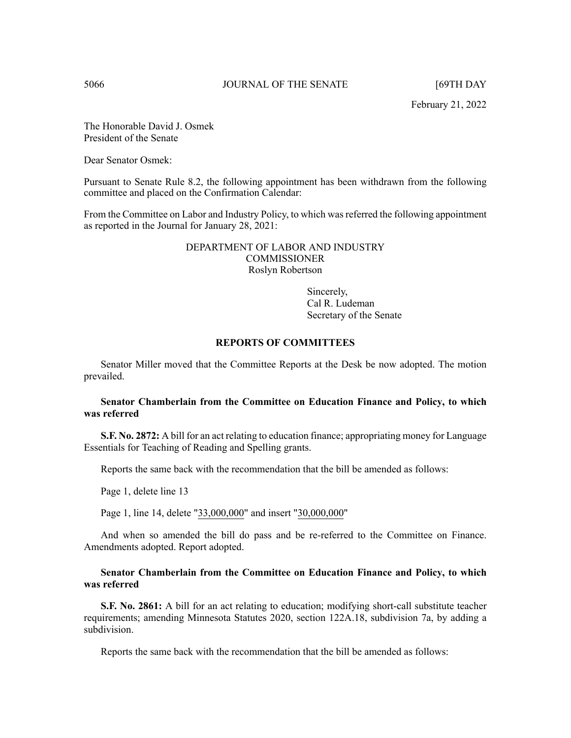February 21, 2022

The Honorable David J. Osmek
President of the Senate

Dear Senator Osmek:

Pursuant to Senate Rule 8.2, the following appointment has been withdrawn from the following committee and placed on the Confirmation Calendar:

From the Committee on Labor and Industry Policy, to which was referred the following appointment as reported in the Journal for January 28, 2021:

DEPARTMENT OF LABOR AND INDUSTRY
COMMISSIONER
Roslyn Robertson

Sincerely,
Cal R. Ludeman
Secretary of the Senate

## REPORTS OF COMMITTEES

Senator Miller moved that the Committee Reports at the Desk be now adopted. The motion prevailed.

**Senator Chamberlain from the Committee on Education Finance and Policy, to which was referred**

**S.F. No. 2872:** A bill for an act relating to education finance; appropriating money for Language Essentials for Teaching of Reading and Spelling grants.

Reports the same back with the recommendation that the bill be amended as follows:

Page 1, delete line 13

Page 1, line 14, delete "33,000,000" and insert "30,000,000"

And when so amended the bill do pass and be re-referred to the Committee on Finance. Amendments adopted. Report adopted.

**Senator Chamberlain from the Committee on Education Finance and Policy, to which was referred**

**S.F. No. 2861:** A bill for an act relating to education; modifying short-call substitute teacher requirements; amending Minnesota Statutes 2020, section 122A.18, subdivision 7a, by adding a subdivision.

Reports the same back with the recommendation that the bill be amended as follows: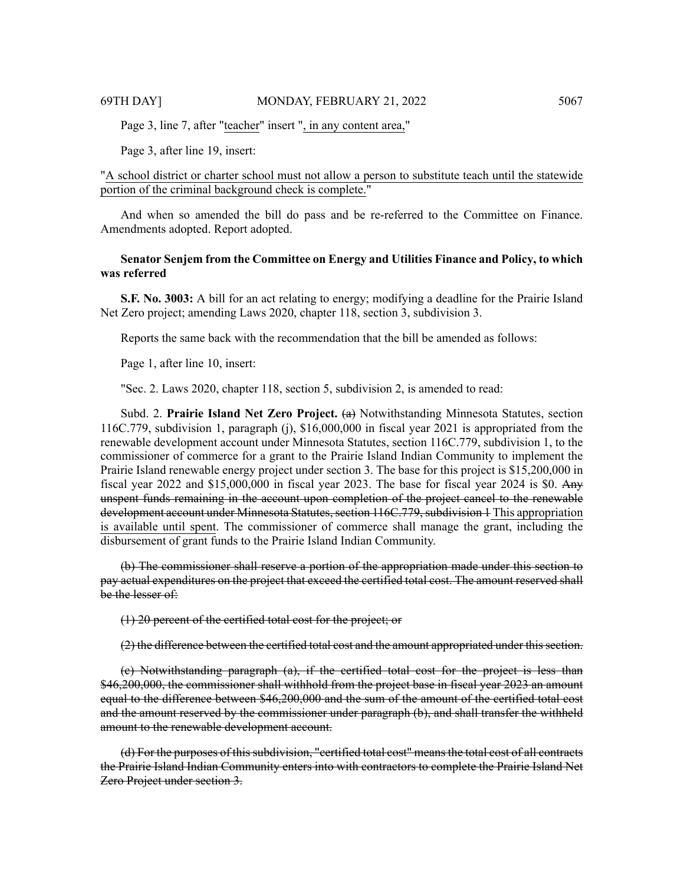Page 3, line 7, after "<u>teacher</u>" insert "<u>, in any content area,</u>"

Page 3, after line 19, insert:

"<u>A school district or charter school must not allow a person to substitute teach until the statewide portion of the criminal background check is complete.</u>"

And when so amended the bill do pass and be re-referred to the Committee on Finance. Amendments adopted. Report adopted.

**Senator Senjem from the Committee on Energy and Utilities Finance and Policy, to which was referred**

**S.F. No. 3003:** A bill for an act relating to energy; modifying a deadline for the Prairie Island Net Zero project; amending Laws 2020, chapter 118, section 3, subdivision 3.

Reports the same back with the recommendation that the bill be amended as follows:

Page 1, after line 10, insert:

"Sec. 2. Laws 2020, chapter 118, section 5, subdivision 2, is amended to read:

Subd. 2. **Prairie Island Net Zero Project.** ~~(a)~~ Notwithstanding Minnesota Statutes, section 116C.779, subdivision 1, paragraph (j), $16,000,000 in fiscal year 2021 is appropriated from the renewable development account under Minnesota Statutes, section 116C.779, subdivision 1, to the commissioner of commerce for a grant to the Prairie Island Indian Community to implement the Prairie Island renewable energy project under section 3. The base for this project is $15,200,000 in fiscal year 2022 and $15,000,000 in fiscal year 2023. The base for fiscal year 2024 is $0. ~~Any unspent funds remaining in the account upon completion of the project cancel to the renewable development account under Minnesota Statutes, section 116C.779, subdivision 1~~ <u>This appropriation is available until spent</u>. The commissioner of commerce shall manage the grant, including the disbursement of grant funds to the Prairie Island Indian Community.

~~(b) The commissioner shall reserve a portion of the appropriation made under this section to pay actual expenditures on the project that exceed the certified total cost. The amount reserved shall be the lesser of:~~

~~(1) 20 percent of the certified total cost for the project; or~~

~~(2) the difference between the certified total cost and the amount appropriated under this section.~~

~~(c) Notwithstanding paragraph (a), if the certified total cost for the project is less than $46,200,000, the commissioner shall withhold from the project base in fiscal year 2023 an amount equal to the difference between $46,200,000 and the sum of the amount of the certified total cost and the amount reserved by the commissioner under paragraph (b), and shall transfer the withheld amount to the renewable development account.~~

~~(d) For the purposes of this subdivision, "certified total cost" means the total cost of all contracts the Prairie Island Indian Community enters into with contractors to complete the Prairie Island Net Zero Project under section 3.~~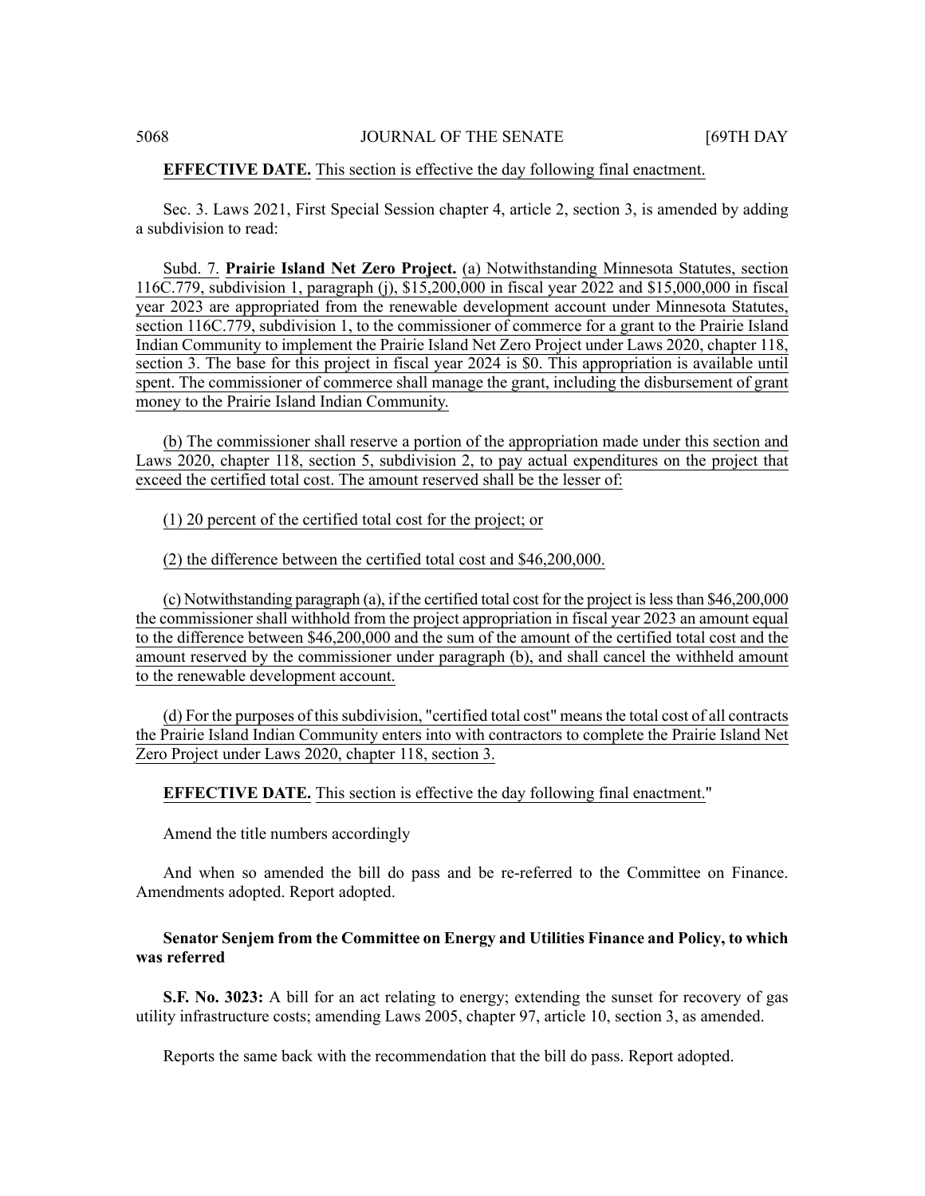**EFFECTIVE DATE.** This section is effective the day following final enactment.

Sec. 3. Laws 2021, First Special Session chapter 4, article 2, section 3, is amended by adding a subdivision to read:

Subd. 7. **Prairie Island Net Zero Project.** (a) Notwithstanding Minnesota Statutes, section 116C.779, subdivision 1, paragraph (j), $15,200,000 in fiscal year 2022 and $15,000,000 in fiscal year 2023 are appropriated from the renewable development account under Minnesota Statutes, section 116C.779, subdivision 1, to the commissioner of commerce for a grant to the Prairie Island Indian Community to implement the Prairie Island Net Zero Project under Laws 2020, chapter 118, section 3. The base for this project in fiscal year 2024 is $0. This appropriation is available until spent. The commissioner of commerce shall manage the grant, including the disbursement of grant money to the Prairie Island Indian Community.

(b) The commissioner shall reserve a portion of the appropriation made under this section and Laws 2020, chapter 118, section 5, subdivision 2, to pay actual expenditures on the project that exceed the certified total cost. The amount reserved shall be the lesser of:

(1) 20 percent of the certified total cost for the project; or

(2) the difference between the certified total cost and $46,200,000.

(c) Notwithstanding paragraph (a), if the certified total cost for the project is less than $46,200,000 the commissioner shall withhold from the project appropriation in fiscal year 2023 an amount equal to the difference between $46,200,000 and the sum of the amount of the certified total cost and the amount reserved by the commissioner under paragraph (b), and shall cancel the withheld amount to the renewable development account.

(d) For the purposes of this subdivision, "certified total cost" means the total cost of all contracts the Prairie Island Indian Community enters into with contractors to complete the Prairie Island Net Zero Project under Laws 2020, chapter 118, section 3.

**EFFECTIVE DATE.** This section is effective the day following final enactment."

Amend the title numbers accordingly

And when so amended the bill do pass and be re-referred to the Committee on Finance. Amendments adopted. Report adopted.

**Senator Senjem from the Committee on Energy and Utilities Finance and Policy, to which was referred**

**S.F. No. 3023:** A bill for an act relating to energy; extending the sunset for recovery of gas utility infrastructure costs; amending Laws 2005, chapter 97, article 10, section 3, as amended.

Reports the same back with the recommendation that the bill do pass. Report adopted.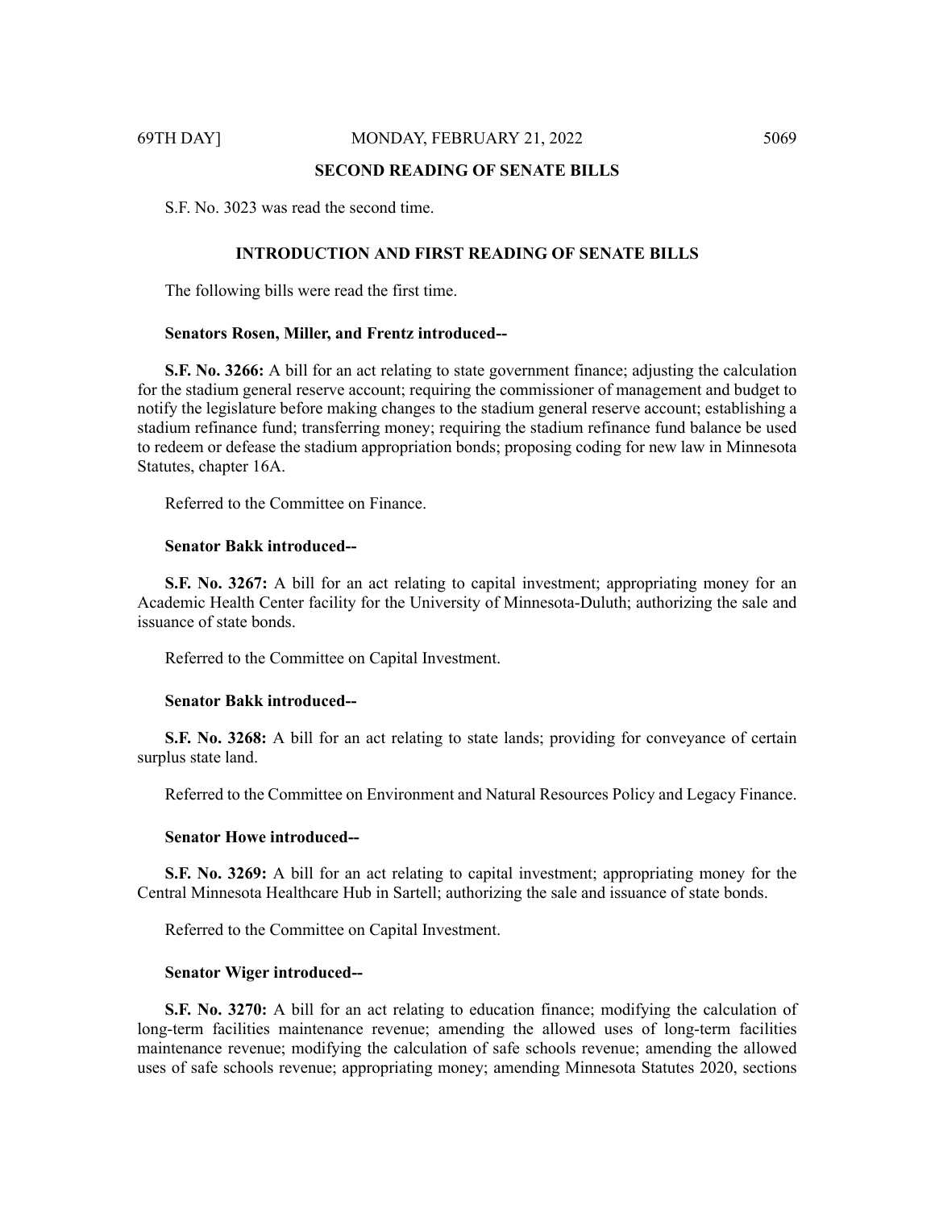## SECOND READING OF SENATE BILLS

S.F. No. 3023 was read the second time.

## INTRODUCTION AND FIRST READING OF SENATE BILLS

The following bills were read the first time.

**Senators Rosen, Miller, and Frentz introduced--**

**S.F. No. 3266:** A bill for an act relating to state government finance; adjusting the calculation for the stadium general reserve account; requiring the commissioner of management and budget to notify the legislature before making changes to the stadium general reserve account; establishing a stadium refinance fund; transferring money; requiring the stadium refinance fund balance be used to redeem or defease the stadium appropriation bonds; proposing coding for new law in Minnesota Statutes, chapter 16A.

Referred to the Committee on Finance.

**Senator Bakk introduced--**

**S.F. No. 3267:** A bill for an act relating to capital investment; appropriating money for an Academic Health Center facility for the University of Minnesota-Duluth; authorizing the sale and issuance of state bonds.

Referred to the Committee on Capital Investment.

**Senator Bakk introduced--**

**S.F. No. 3268:** A bill for an act relating to state lands; providing for conveyance of certain surplus state land.

Referred to the Committee on Environment and Natural Resources Policy and Legacy Finance.

**Senator Howe introduced--**

**S.F. No. 3269:** A bill for an act relating to capital investment; appropriating money for the Central Minnesota Healthcare Hub in Sartell; authorizing the sale and issuance of state bonds.

Referred to the Committee on Capital Investment.

**Senator Wiger introduced--**

**S.F. No. 3270:** A bill for an act relating to education finance; modifying the calculation of long-term facilities maintenance revenue; amending the allowed uses of long-term facilities maintenance revenue; modifying the calculation of safe schools revenue; amending the allowed uses of safe schools revenue; appropriating money; amending Minnesota Statutes 2020, sections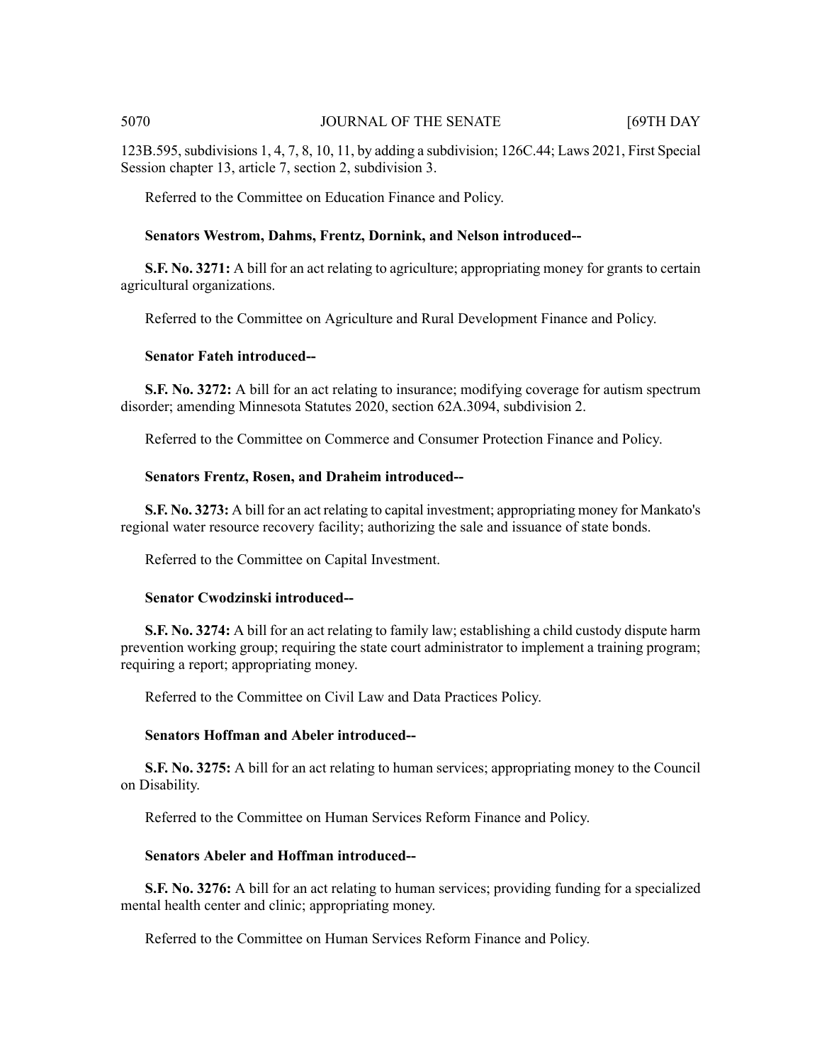123B.595, subdivisions 1, 4, 7, 8, 10, 11, by adding a subdivision; 126C.44; Laws 2021, First Special Session chapter 13, article 7, section 2, subdivision 3.

Referred to the Committee on Education Finance and Policy.

**Senators Westrom, Dahms, Frentz, Dornink, and Nelson introduced--**

**S.F. No. 3271:** A bill for an act relating to agriculture; appropriating money for grants to certain agricultural organizations.

Referred to the Committee on Agriculture and Rural Development Finance and Policy.

**Senator Fateh introduced--**

**S.F. No. 3272:** A bill for an act relating to insurance; modifying coverage for autism spectrum disorder; amending Minnesota Statutes 2020, section 62A.3094, subdivision 2.

Referred to the Committee on Commerce and Consumer Protection Finance and Policy.

**Senators Frentz, Rosen, and Draheim introduced--**

**S.F. No. 3273:** A bill for an act relating to capital investment; appropriating money for Mankato's regional water resource recovery facility; authorizing the sale and issuance of state bonds.

Referred to the Committee on Capital Investment.

**Senator Cwodzinski introduced--**

**S.F. No. 3274:** A bill for an act relating to family law; establishing a child custody dispute harm prevention working group; requiring the state court administrator to implement a training program; requiring a report; appropriating money.

Referred to the Committee on Civil Law and Data Practices Policy.

**Senators Hoffman and Abeler introduced--**

**S.F. No. 3275:** A bill for an act relating to human services; appropriating money to the Council on Disability.

Referred to the Committee on Human Services Reform Finance and Policy.

**Senators Abeler and Hoffman introduced--**

**S.F. No. 3276:** A bill for an act relating to human services; providing funding for a specialized mental health center and clinic; appropriating money.

Referred to the Committee on Human Services Reform Finance and Policy.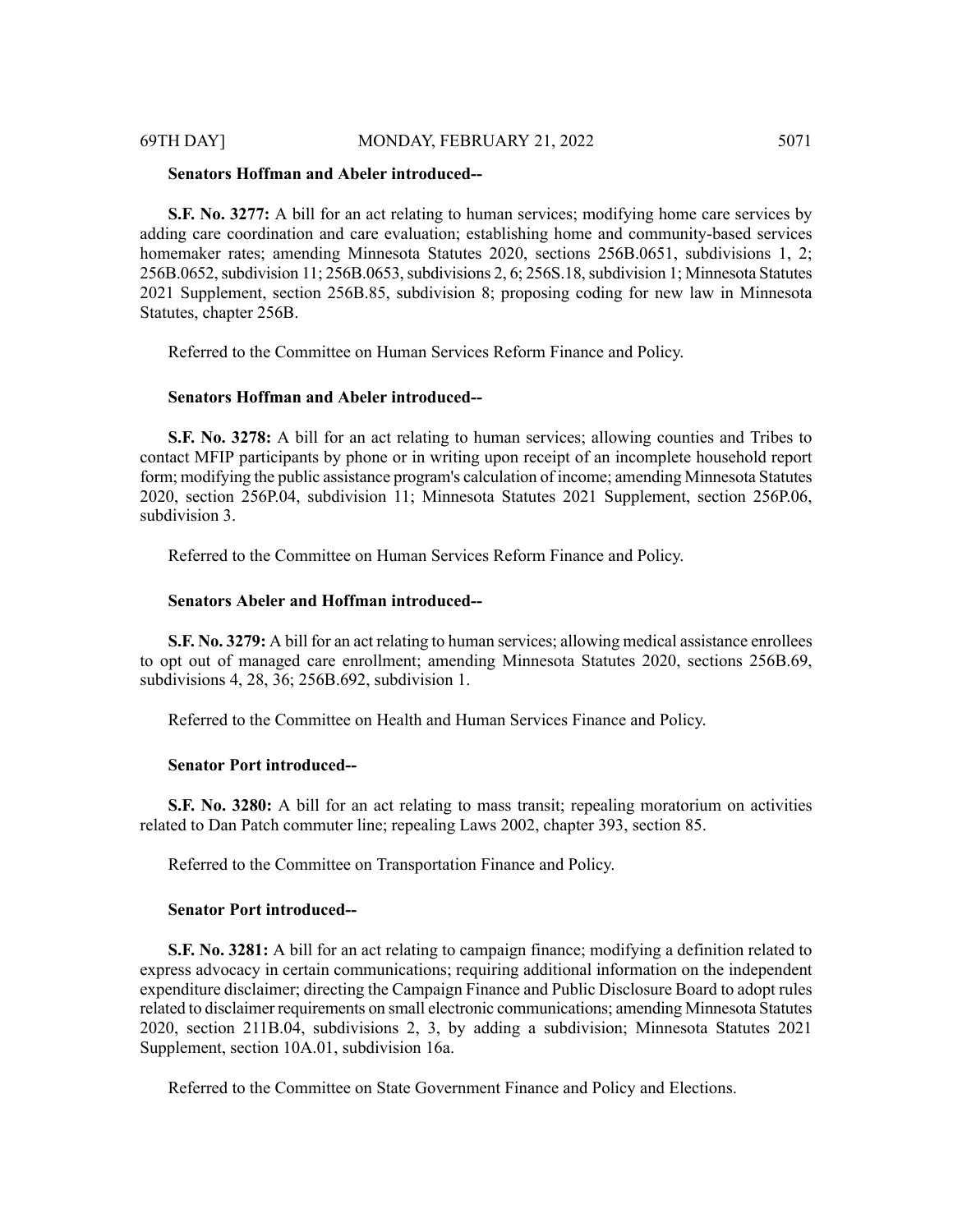**Senators Hoffman and Abeler introduced--**

**S.F. No. 3277:** A bill for an act relating to human services; modifying home care services by adding care coordination and care evaluation; establishing home and community-based services homemaker rates; amending Minnesota Statutes 2020, sections 256B.0651, subdivisions 1, 2; 256B.0652, subdivision 11; 256B.0653, subdivisions 2, 6; 256S.18, subdivision 1; Minnesota Statutes 2021 Supplement, section 256B.85, subdivision 8; proposing coding for new law in Minnesota Statutes, chapter 256B.

Referred to the Committee on Human Services Reform Finance and Policy.

**Senators Hoffman and Abeler introduced--**

**S.F. No. 3278:** A bill for an act relating to human services; allowing counties and Tribes to contact MFIP participants by phone or in writing upon receipt of an incomplete household report form; modifying the public assistance program's calculation of income; amending Minnesota Statutes 2020, section 256P.04, subdivision 11; Minnesota Statutes 2021 Supplement, section 256P.06, subdivision 3.

Referred to the Committee on Human Services Reform Finance and Policy.

**Senators Abeler and Hoffman introduced--**

**S.F. No. 3279:** A bill for an act relating to human services; allowing medical assistance enrollees to opt out of managed care enrollment; amending Minnesota Statutes 2020, sections 256B.69, subdivisions 4, 28, 36; 256B.692, subdivision 1.

Referred to the Committee on Health and Human Services Finance and Policy.

**Senator Port introduced--**

**S.F. No. 3280:** A bill for an act relating to mass transit; repealing moratorium on activities related to Dan Patch commuter line; repealing Laws 2002, chapter 393, section 85.

Referred to the Committee on Transportation Finance and Policy.

**Senator Port introduced--**

**S.F. No. 3281:** A bill for an act relating to campaign finance; modifying a definition related to express advocacy in certain communications; requiring additional information on the independent expenditure disclaimer; directing the Campaign Finance and Public Disclosure Board to adopt rules related to disclaimer requirements on small electronic communications; amending Minnesota Statutes 2020, section 211B.04, subdivisions 2, 3, by adding a subdivision; Minnesota Statutes 2021 Supplement, section 10A.01, subdivision 16a.

Referred to the Committee on State Government Finance and Policy and Elections.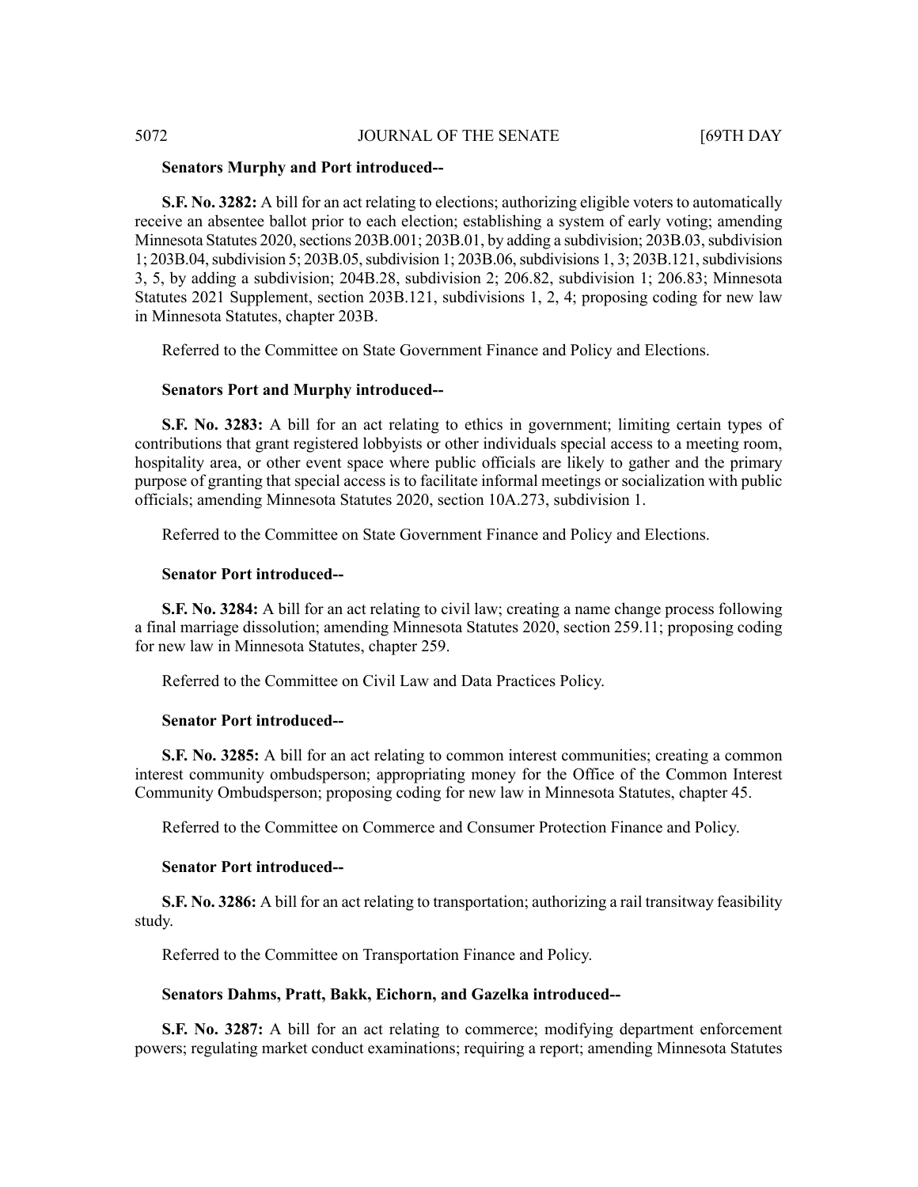**Senators Murphy and Port introduced--**

**S.F. No. 3282:** A bill for an act relating to elections; authorizing eligible voters to automatically receive an absentee ballot prior to each election; establishing a system of early voting; amending Minnesota Statutes 2020, sections 203B.001; 203B.01, by adding a subdivision; 203B.03, subdivision 1; 203B.04, subdivision 5; 203B.05, subdivision 1; 203B.06, subdivisions 1, 3; 203B.121, subdivisions 3, 5, by adding a subdivision; 204B.28, subdivision 2; 206.82, subdivision 1; 206.83; Minnesota Statutes 2021 Supplement, section 203B.121, subdivisions 1, 2, 4; proposing coding for new law in Minnesota Statutes, chapter 203B.

Referred to the Committee on State Government Finance and Policy and Elections.

**Senators Port and Murphy introduced--**

**S.F. No. 3283:** A bill for an act relating to ethics in government; limiting certain types of contributions that grant registered lobbyists or other individuals special access to a meeting room, hospitality area, or other event space where public officials are likely to gather and the primary purpose of granting that special access is to facilitate informal meetings or socialization with public officials; amending Minnesota Statutes 2020, section 10A.273, subdivision 1.

Referred to the Committee on State Government Finance and Policy and Elections.

**Senator Port introduced--**

**S.F. No. 3284:** A bill for an act relating to civil law; creating a name change process following a final marriage dissolution; amending Minnesota Statutes 2020, section 259.11; proposing coding for new law in Minnesota Statutes, chapter 259.

Referred to the Committee on Civil Law and Data Practices Policy.

**Senator Port introduced--**

**S.F. No. 3285:** A bill for an act relating to common interest communities; creating a common interest community ombudsperson; appropriating money for the Office of the Common Interest Community Ombudsperson; proposing coding for new law in Minnesota Statutes, chapter 45.

Referred to the Committee on Commerce and Consumer Protection Finance and Policy.

**Senator Port introduced--**

**S.F. No. 3286:** A bill for an act relating to transportation; authorizing a rail transitway feasibility study.

Referred to the Committee on Transportation Finance and Policy.

**Senators Dahms, Pratt, Bakk, Eichorn, and Gazelka introduced--**

**S.F. No. 3287:** A bill for an act relating to commerce; modifying department enforcement powers; regulating market conduct examinations; requiring a report; amending Minnesota Statutes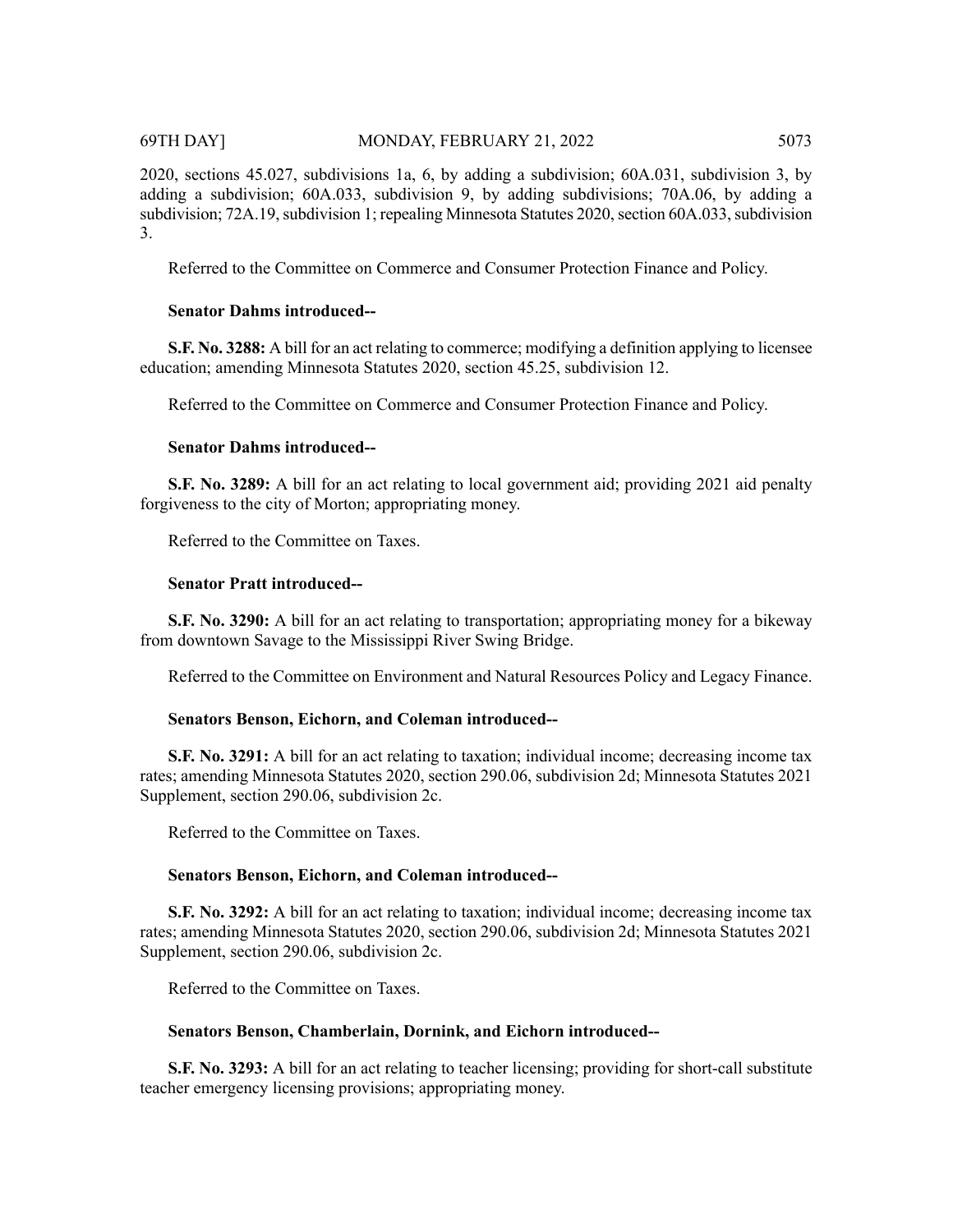2020, sections 45.027, subdivisions 1a, 6, by adding a subdivision; 60A.031, subdivision 3, by adding a subdivision; 60A.033, subdivision 9, by adding subdivisions; 70A.06, by adding a subdivision; 72A.19, subdivision 1; repealing Minnesota Statutes 2020, section 60A.033, subdivision 3.

Referred to the Committee on Commerce and Consumer Protection Finance and Policy.

**Senator Dahms introduced--**

**S.F. No. 3288:** A bill for an act relating to commerce; modifying a definition applying to licensee education; amending Minnesota Statutes 2020, section 45.25, subdivision 12.

Referred to the Committee on Commerce and Consumer Protection Finance and Policy.

**Senator Dahms introduced--**

**S.F. No. 3289:** A bill for an act relating to local government aid; providing 2021 aid penalty forgiveness to the city of Morton; appropriating money.

Referred to the Committee on Taxes.

**Senator Pratt introduced--**

**S.F. No. 3290:** A bill for an act relating to transportation; appropriating money for a bikeway from downtown Savage to the Mississippi River Swing Bridge.

Referred to the Committee on Environment and Natural Resources Policy and Legacy Finance.

**Senators Benson, Eichorn, and Coleman introduced--**

**S.F. No. 3291:** A bill for an act relating to taxation; individual income; decreasing income tax rates; amending Minnesota Statutes 2020, section 290.06, subdivision 2d; Minnesota Statutes 2021 Supplement, section 290.06, subdivision 2c.

Referred to the Committee on Taxes.

**Senators Benson, Eichorn, and Coleman introduced--**

**S.F. No. 3292:** A bill for an act relating to taxation; individual income; decreasing income tax rates; amending Minnesota Statutes 2020, section 290.06, subdivision 2d; Minnesota Statutes 2021 Supplement, section 290.06, subdivision 2c.

Referred to the Committee on Taxes.

**Senators Benson, Chamberlain, Dornink, and Eichorn introduced--**

**S.F. No. 3293:** A bill for an act relating to teacher licensing; providing for short-call substitute teacher emergency licensing provisions; appropriating money.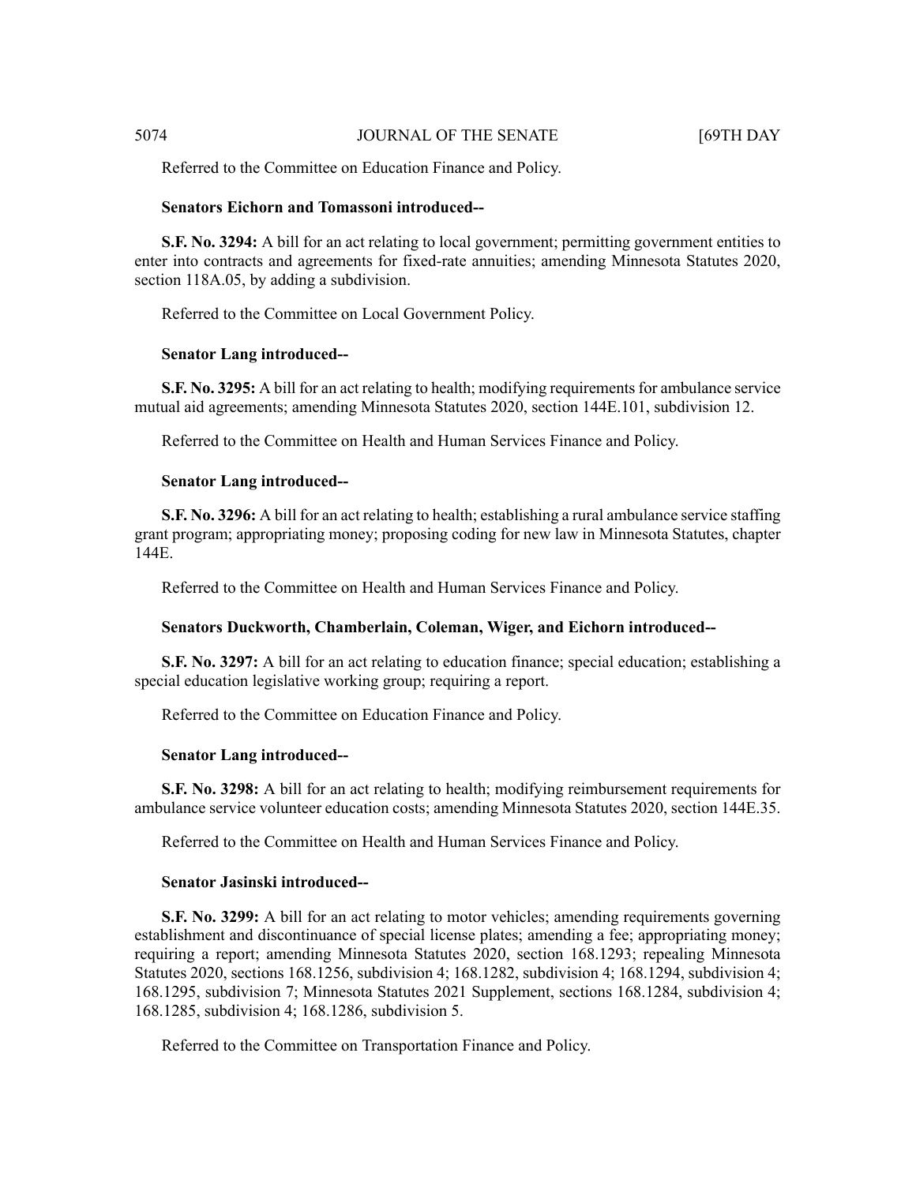Referred to the Committee on Education Finance and Policy.

**Senators Eichorn and Tomassoni introduced--**

**S.F. No. 3294:** A bill for an act relating to local government; permitting government entities to enter into contracts and agreements for fixed-rate annuities; amending Minnesota Statutes 2020, section 118A.05, by adding a subdivision.

Referred to the Committee on Local Government Policy.

**Senator Lang introduced--**

**S.F. No. 3295:** A bill for an act relating to health; modifying requirements for ambulance service mutual aid agreements; amending Minnesota Statutes 2020, section 144E.101, subdivision 12.

Referred to the Committee on Health and Human Services Finance and Policy.

**Senator Lang introduced--**

**S.F. No. 3296:** A bill for an act relating to health; establishing a rural ambulance service staffing grant program; appropriating money; proposing coding for new law in Minnesota Statutes, chapter 144E.

Referred to the Committee on Health and Human Services Finance and Policy.

**Senators Duckworth, Chamberlain, Coleman, Wiger, and Eichorn introduced--**

**S.F. No. 3297:** A bill for an act relating to education finance; special education; establishing a special education legislative working group; requiring a report.

Referred to the Committee on Education Finance and Policy.

**Senator Lang introduced--**

**S.F. No. 3298:** A bill for an act relating to health; modifying reimbursement requirements for ambulance service volunteer education costs; amending Minnesota Statutes 2020, section 144E.35.

Referred to the Committee on Health and Human Services Finance and Policy.

**Senator Jasinski introduced--**

**S.F. No. 3299:** A bill for an act relating to motor vehicles; amending requirements governing establishment and discontinuance of special license plates; amending a fee; appropriating money; requiring a report; amending Minnesota Statutes 2020, section 168.1293; repealing Minnesota Statutes 2020, sections 168.1256, subdivision 4; 168.1282, subdivision 4; 168.1294, subdivision 4; 168.1295, subdivision 7; Minnesota Statutes 2021 Supplement, sections 168.1284, subdivision 4; 168.1285, subdivision 4; 168.1286, subdivision 5.

Referred to the Committee on Transportation Finance and Policy.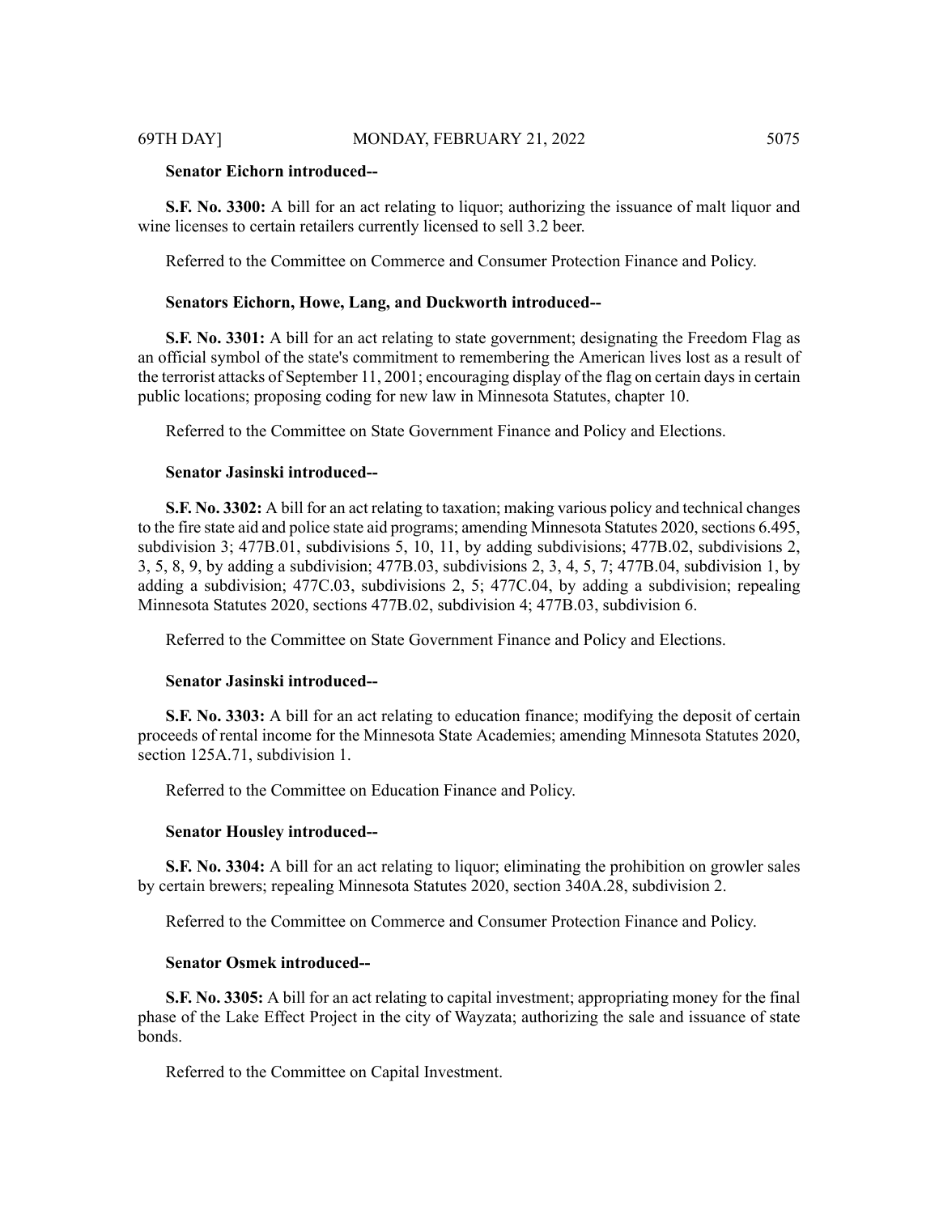**Senator Eichorn introduced--**

**S.F. No. 3300:** A bill for an act relating to liquor; authorizing the issuance of malt liquor and wine licenses to certain retailers currently licensed to sell 3.2 beer.

Referred to the Committee on Commerce and Consumer Protection Finance and Policy.

**Senators Eichorn, Howe, Lang, and Duckworth introduced--**

**S.F. No. 3301:** A bill for an act relating to state government; designating the Freedom Flag as an official symbol of the state's commitment to remembering the American lives lost as a result of the terrorist attacks of September 11, 2001; encouraging display of the flag on certain days in certain public locations; proposing coding for new law in Minnesota Statutes, chapter 10.

Referred to the Committee on State Government Finance and Policy and Elections.

**Senator Jasinski introduced--**

**S.F. No. 3302:** A bill for an act relating to taxation; making various policy and technical changes to the fire state aid and police state aid programs; amending Minnesota Statutes 2020, sections 6.495, subdivision 3; 477B.01, subdivisions 5, 10, 11, by adding subdivisions; 477B.02, subdivisions 2, 3, 5, 8, 9, by adding a subdivision; 477B.03, subdivisions 2, 3, 4, 5, 7; 477B.04, subdivision 1, by adding a subdivision; 477C.03, subdivisions 2, 5; 477C.04, by adding a subdivision; repealing Minnesota Statutes 2020, sections 477B.02, subdivision 4; 477B.03, subdivision 6.

Referred to the Committee on State Government Finance and Policy and Elections.

**Senator Jasinski introduced--**

**S.F. No. 3303:** A bill for an act relating to education finance; modifying the deposit of certain proceeds of rental income for the Minnesota State Academies; amending Minnesota Statutes 2020, section 125A.71, subdivision 1.

Referred to the Committee on Education Finance and Policy.

**Senator Housley introduced--**

**S.F. No. 3304:** A bill for an act relating to liquor; eliminating the prohibition on growler sales by certain brewers; repealing Minnesota Statutes 2020, section 340A.28, subdivision 2.

Referred to the Committee on Commerce and Consumer Protection Finance and Policy.

**Senator Osmek introduced--**

**S.F. No. 3305:** A bill for an act relating to capital investment; appropriating money for the final phase of the Lake Effect Project in the city of Wayzata; authorizing the sale and issuance of state bonds.

Referred to the Committee on Capital Investment.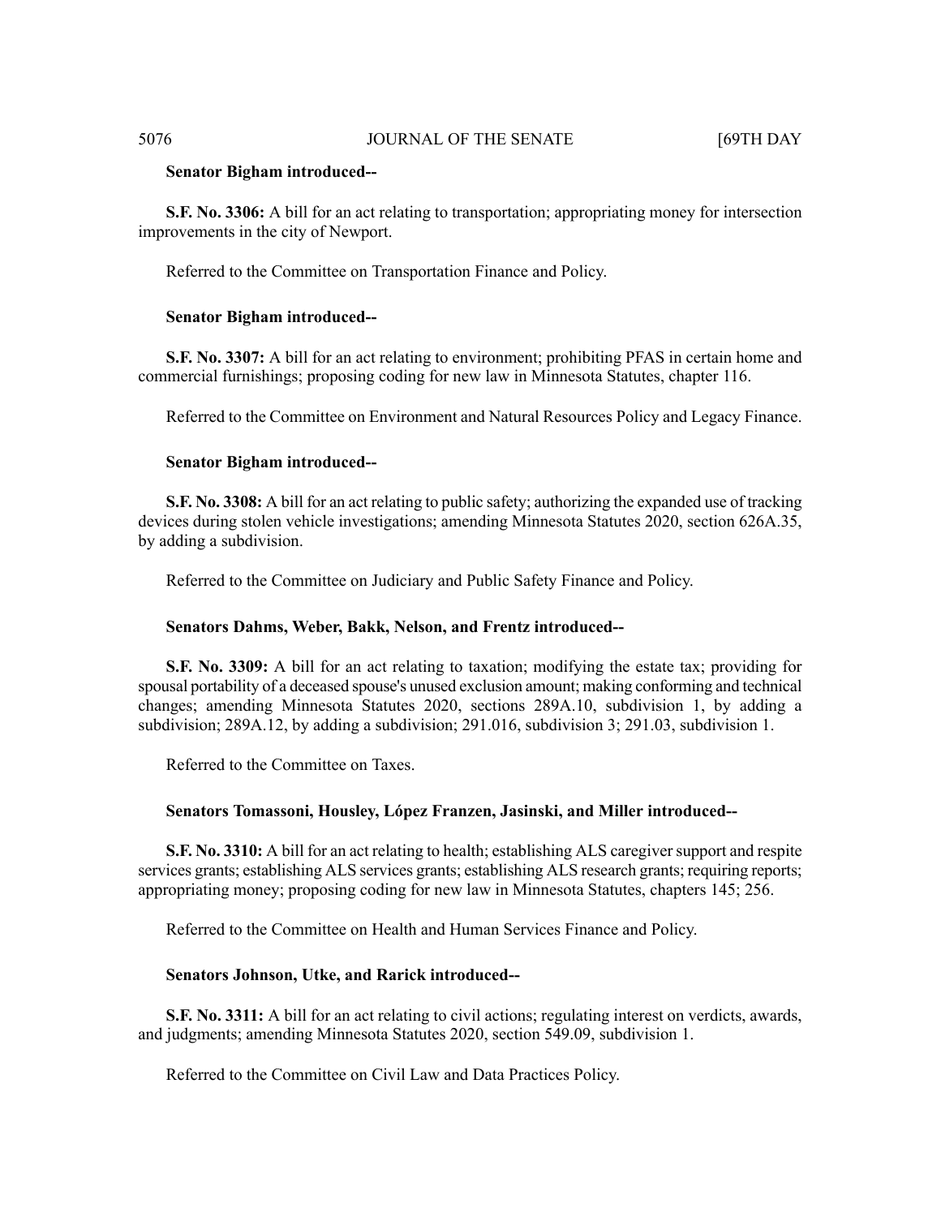**Senator Bigham introduced--**

**S.F. No. 3306:** A bill for an act relating to transportation; appropriating money for intersection improvements in the city of Newport.

Referred to the Committee on Transportation Finance and Policy.

**Senator Bigham introduced--**

**S.F. No. 3307:** A bill for an act relating to environment; prohibiting PFAS in certain home and commercial furnishings; proposing coding for new law in Minnesota Statutes, chapter 116.

Referred to the Committee on Environment and Natural Resources Policy and Legacy Finance.

**Senator Bigham introduced--**

**S.F. No. 3308:** A bill for an act relating to public safety; authorizing the expanded use of tracking devices during stolen vehicle investigations; amending Minnesota Statutes 2020, section 626A.35, by adding a subdivision.

Referred to the Committee on Judiciary and Public Safety Finance and Policy.

**Senators Dahms, Weber, Bakk, Nelson, and Frentz introduced--**

**S.F. No. 3309:** A bill for an act relating to taxation; modifying the estate tax; providing for spousal portability of a deceased spouse's unused exclusion amount; making conforming and technical changes; amending Minnesota Statutes 2020, sections 289A.10, subdivision 1, by adding a subdivision; 289A.12, by adding a subdivision; 291.016, subdivision 3; 291.03, subdivision 1.

Referred to the Committee on Taxes.

**Senators Tomassoni, Housley, López Franzen, Jasinski, and Miller introduced--**

**S.F. No. 3310:** A bill for an act relating to health; establishing ALS caregiver support and respite services grants; establishing ALS services grants; establishing ALS research grants; requiring reports; appropriating money; proposing coding for new law in Minnesota Statutes, chapters 145; 256.

Referred to the Committee on Health and Human Services Finance and Policy.

**Senators Johnson, Utke, and Rarick introduced--**

**S.F. No. 3311:** A bill for an act relating to civil actions; regulating interest on verdicts, awards, and judgments; amending Minnesota Statutes 2020, section 549.09, subdivision 1.

Referred to the Committee on Civil Law and Data Practices Policy.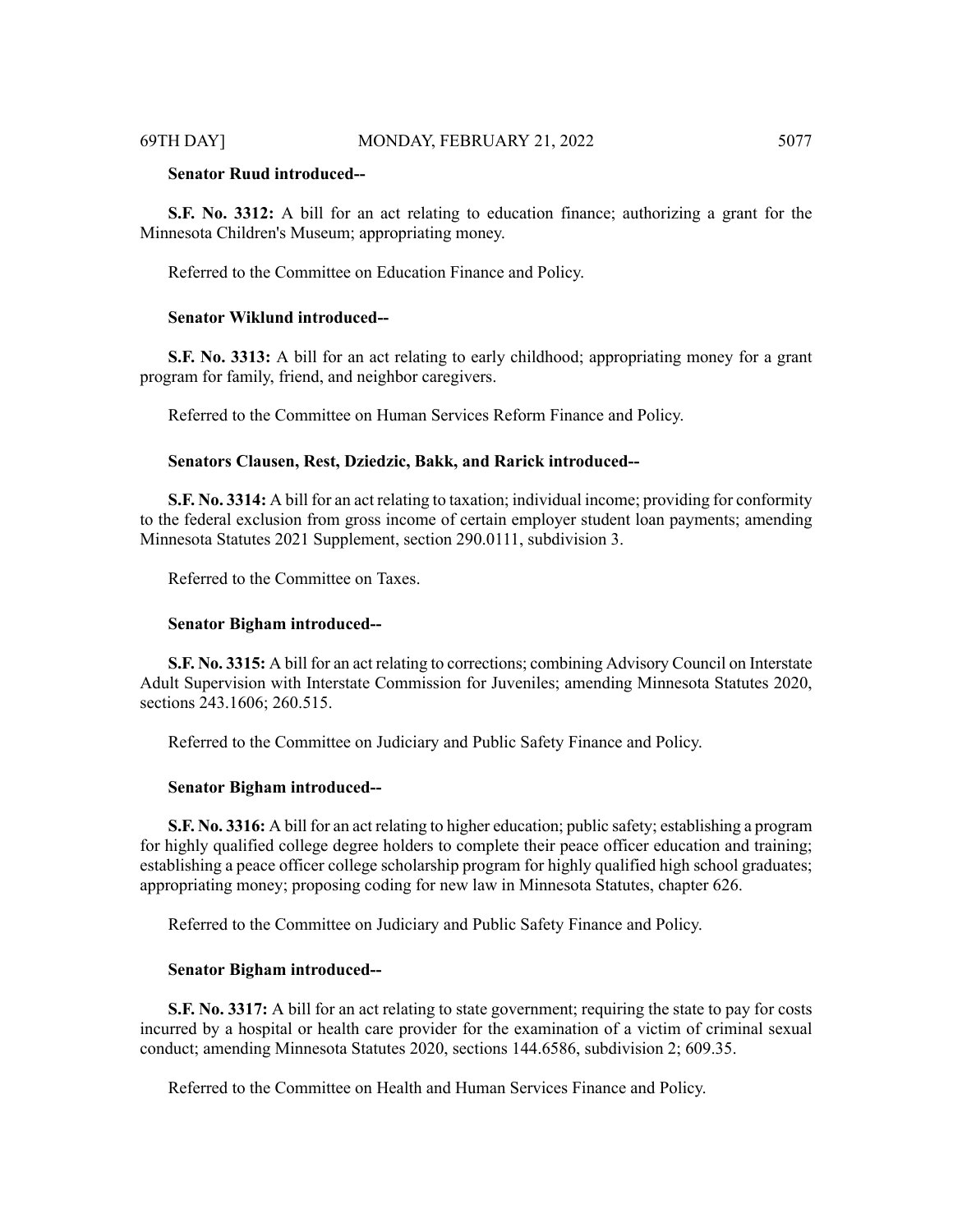**Senator Ruud introduced--**

**S.F. No. 3312:** A bill for an act relating to education finance; authorizing a grant for the Minnesota Children's Museum; appropriating money.

Referred to the Committee on Education Finance and Policy.

**Senator Wiklund introduced--**

**S.F. No. 3313:** A bill for an act relating to early childhood; appropriating money for a grant program for family, friend, and neighbor caregivers.

Referred to the Committee on Human Services Reform Finance and Policy.

**Senators Clausen, Rest, Dziedzic, Bakk, and Rarick introduced--**

**S.F. No. 3314:** A bill for an act relating to taxation; individual income; providing for conformity to the federal exclusion from gross income of certain employer student loan payments; amending Minnesota Statutes 2021 Supplement, section 290.0111, subdivision 3.

Referred to the Committee on Taxes.

**Senator Bigham introduced--**

**S.F. No. 3315:** A bill for an act relating to corrections; combining Advisory Council on Interstate Adult Supervision with Interstate Commission for Juveniles; amending Minnesota Statutes 2020, sections 243.1606; 260.515.

Referred to the Committee on Judiciary and Public Safety Finance and Policy.

**Senator Bigham introduced--**

**S.F. No. 3316:** A bill for an act relating to higher education; public safety; establishing a program for highly qualified college degree holders to complete their peace officer education and training; establishing a peace officer college scholarship program for highly qualified high school graduates; appropriating money; proposing coding for new law in Minnesota Statutes, chapter 626.

Referred to the Committee on Judiciary and Public Safety Finance and Policy.

**Senator Bigham introduced--**

**S.F. No. 3317:** A bill for an act relating to state government; requiring the state to pay for costs incurred by a hospital or health care provider for the examination of a victim of criminal sexual conduct; amending Minnesota Statutes 2020, sections 144.6586, subdivision 2; 609.35.

Referred to the Committee on Health and Human Services Finance and Policy.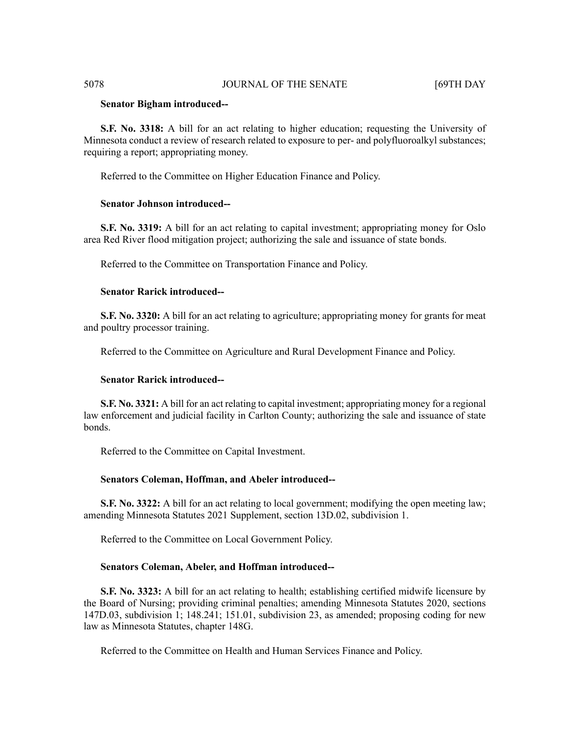**Senator Bigham introduced--**

**S.F. No. 3318:** A bill for an act relating to higher education; requesting the University of Minnesota conduct a review of research related to exposure to per- and polyfluoroalkyl substances; requiring a report; appropriating money.

Referred to the Committee on Higher Education Finance and Policy.

**Senator Johnson introduced--**

**S.F. No. 3319:** A bill for an act relating to capital investment; appropriating money for Oslo area Red River flood mitigation project; authorizing the sale and issuance of state bonds.

Referred to the Committee on Transportation Finance and Policy.

**Senator Rarick introduced--**

**S.F. No. 3320:** A bill for an act relating to agriculture; appropriating money for grants for meat and poultry processor training.

Referred to the Committee on Agriculture and Rural Development Finance and Policy.

**Senator Rarick introduced--**

**S.F. No. 3321:** A bill for an act relating to capital investment; appropriating money for a regional law enforcement and judicial facility in Carlton County; authorizing the sale and issuance of state bonds.

Referred to the Committee on Capital Investment.

**Senators Coleman, Hoffman, and Abeler introduced--**

**S.F. No. 3322:** A bill for an act relating to local government; modifying the open meeting law; amending Minnesota Statutes 2021 Supplement, section 13D.02, subdivision 1.

Referred to the Committee on Local Government Policy.

**Senators Coleman, Abeler, and Hoffman introduced--**

**S.F. No. 3323:** A bill for an act relating to health; establishing certified midwife licensure by the Board of Nursing; providing criminal penalties; amending Minnesota Statutes 2020, sections 147D.03, subdivision 1; 148.241; 151.01, subdivision 23, as amended; proposing coding for new law as Minnesota Statutes, chapter 148G.

Referred to the Committee on Health and Human Services Finance and Policy.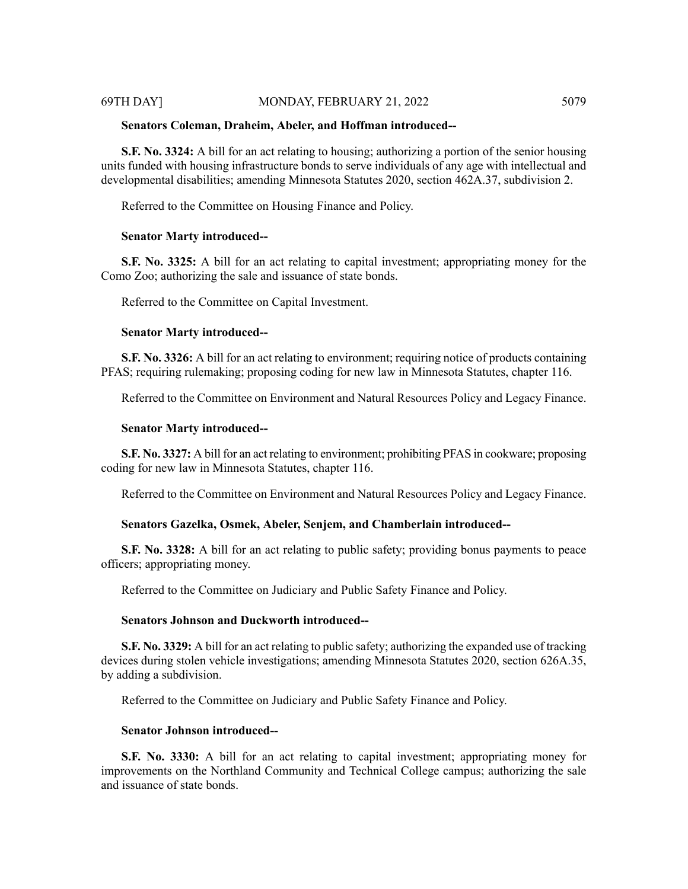**Senators Coleman, Draheim, Abeler, and Hoffman introduced--**

**S.F. No. 3324:** A bill for an act relating to housing; authorizing a portion of the senior housing units funded with housing infrastructure bonds to serve individuals of any age with intellectual and developmental disabilities; amending Minnesota Statutes 2020, section 462A.37, subdivision 2.

Referred to the Committee on Housing Finance and Policy.

**Senator Marty introduced--**

**S.F. No. 3325:** A bill for an act relating to capital investment; appropriating money for the Como Zoo; authorizing the sale and issuance of state bonds.

Referred to the Committee on Capital Investment.

**Senator Marty introduced--**

**S.F. No. 3326:** A bill for an act relating to environment; requiring notice of products containing PFAS; requiring rulemaking; proposing coding for new law in Minnesota Statutes, chapter 116.

Referred to the Committee on Environment and Natural Resources Policy and Legacy Finance.

**Senator Marty introduced--**

**S.F. No. 3327:** A bill for an act relating to environment; prohibiting PFAS in cookware; proposing coding for new law in Minnesota Statutes, chapter 116.

Referred to the Committee on Environment and Natural Resources Policy and Legacy Finance.

**Senators Gazelka, Osmek, Abeler, Senjem, and Chamberlain introduced--**

**S.F. No. 3328:** A bill for an act relating to public safety; providing bonus payments to peace officers; appropriating money.

Referred to the Committee on Judiciary and Public Safety Finance and Policy.

**Senators Johnson and Duckworth introduced--**

**S.F. No. 3329:** A bill for an act relating to public safety; authorizing the expanded use of tracking devices during stolen vehicle investigations; amending Minnesota Statutes 2020, section 626A.35, by adding a subdivision.

Referred to the Committee on Judiciary and Public Safety Finance and Policy.

**Senator Johnson introduced--**

**S.F. No. 3330:** A bill for an act relating to capital investment; appropriating money for improvements on the Northland Community and Technical College campus; authorizing the sale and issuance of state bonds.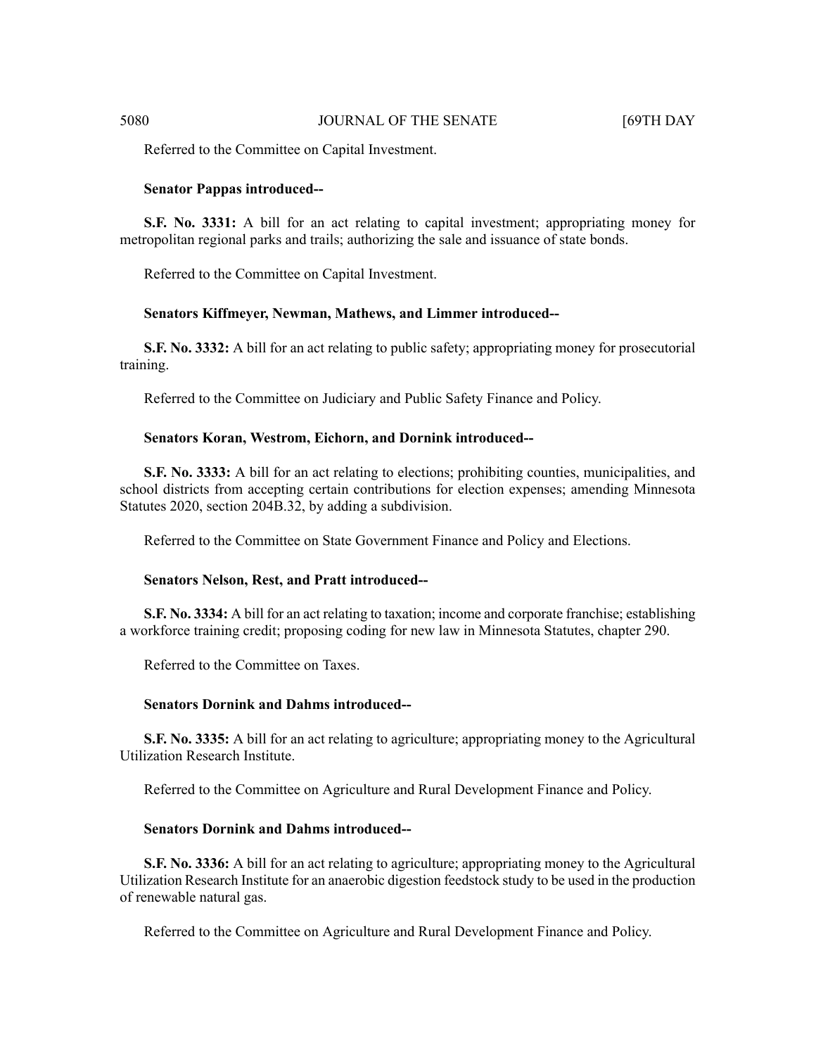Referred to the Committee on Capital Investment.

**Senator Pappas introduced--**

**S.F. No. 3331:** A bill for an act relating to capital investment; appropriating money for metropolitan regional parks and trails; authorizing the sale and issuance of state bonds.

Referred to the Committee on Capital Investment.

**Senators Kiffmeyer, Newman, Mathews, and Limmer introduced--**

**S.F. No. 3332:** A bill for an act relating to public safety; appropriating money for prosecutorial training.

Referred to the Committee on Judiciary and Public Safety Finance and Policy.

**Senators Koran, Westrom, Eichorn, and Dornink introduced--**

**S.F. No. 3333:** A bill for an act relating to elections; prohibiting counties, municipalities, and school districts from accepting certain contributions for election expenses; amending Minnesota Statutes 2020, section 204B.32, by adding a subdivision.

Referred to the Committee on State Government Finance and Policy and Elections.

**Senators Nelson, Rest, and Pratt introduced--**

**S.F. No. 3334:** A bill for an act relating to taxation; income and corporate franchise; establishing a workforce training credit; proposing coding for new law in Minnesota Statutes, chapter 290.

Referred to the Committee on Taxes.

**Senators Dornink and Dahms introduced--**

**S.F. No. 3335:** A bill for an act relating to agriculture; appropriating money to the Agricultural Utilization Research Institute.

Referred to the Committee on Agriculture and Rural Development Finance and Policy.

**Senators Dornink and Dahms introduced--**

**S.F. No. 3336:** A bill for an act relating to agriculture; appropriating money to the Agricultural Utilization Research Institute for an anaerobic digestion feedstock study to be used in the production of renewable natural gas.

Referred to the Committee on Agriculture and Rural Development Finance and Policy.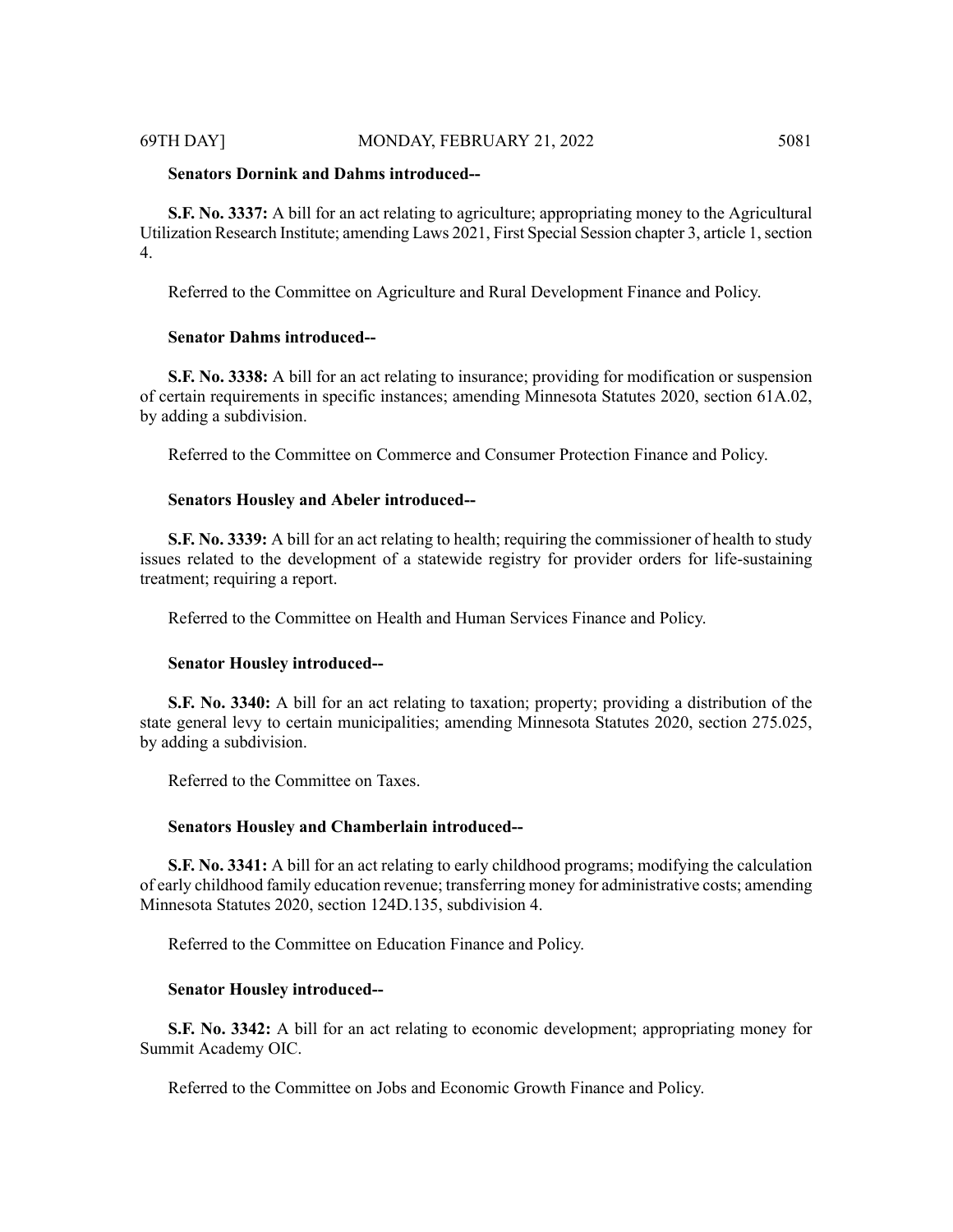**Senators Dornink and Dahms introduced--**

**S.F. No. 3337:** A bill for an act relating to agriculture; appropriating money to the Agricultural Utilization Research Institute; amending Laws 2021, First Special Session chapter 3, article 1, section 4.

Referred to the Committee on Agriculture and Rural Development Finance and Policy.

**Senator Dahms introduced--**

**S.F. No. 3338:** A bill for an act relating to insurance; providing for modification or suspension of certain requirements in specific instances; amending Minnesota Statutes 2020, section 61A.02, by adding a subdivision.

Referred to the Committee on Commerce and Consumer Protection Finance and Policy.

**Senators Housley and Abeler introduced--**

**S.F. No. 3339:** A bill for an act relating to health; requiring the commissioner of health to study issues related to the development of a statewide registry for provider orders for life-sustaining treatment; requiring a report.

Referred to the Committee on Health and Human Services Finance and Policy.

**Senator Housley introduced--**

**S.F. No. 3340:** A bill for an act relating to taxation; property; providing a distribution of the state general levy to certain municipalities; amending Minnesota Statutes 2020, section 275.025, by adding a subdivision.

Referred to the Committee on Taxes.

**Senators Housley and Chamberlain introduced--**

**S.F. No. 3341:** A bill for an act relating to early childhood programs; modifying the calculation of early childhood family education revenue; transferring money for administrative costs; amending Minnesota Statutes 2020, section 124D.135, subdivision 4.

Referred to the Committee on Education Finance and Policy.

**Senator Housley introduced--**

**S.F. No. 3342:** A bill for an act relating to economic development; appropriating money for Summit Academy OIC.

Referred to the Committee on Jobs and Economic Growth Finance and Policy.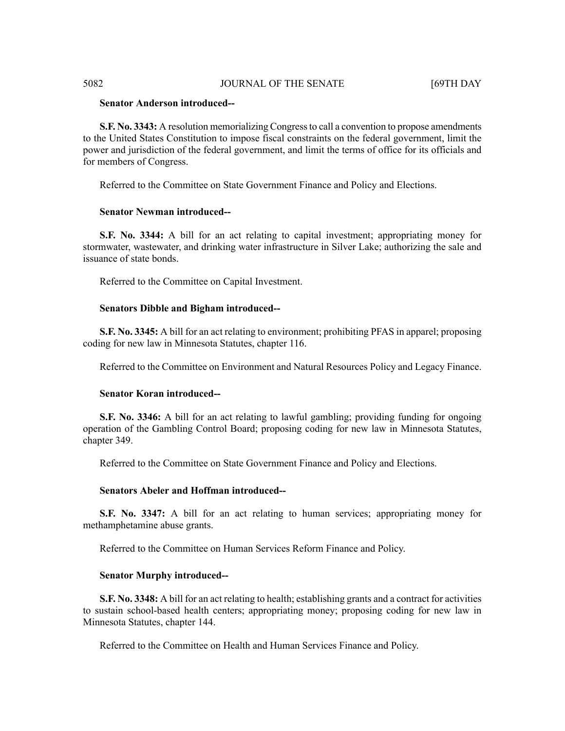**Senator Anderson introduced--**

**S.F. No. 3343:** A resolution memorializing Congress to call a convention to propose amendments to the United States Constitution to impose fiscal constraints on the federal government, limit the power and jurisdiction of the federal government, and limit the terms of office for its officials and for members of Congress.

Referred to the Committee on State Government Finance and Policy and Elections.

**Senator Newman introduced--**

**S.F. No. 3344:** A bill for an act relating to capital investment; appropriating money for stormwater, wastewater, and drinking water infrastructure in Silver Lake; authorizing the sale and issuance of state bonds.

Referred to the Committee on Capital Investment.

**Senators Dibble and Bigham introduced--**

**S.F. No. 3345:** A bill for an act relating to environment; prohibiting PFAS in apparel; proposing coding for new law in Minnesota Statutes, chapter 116.

Referred to the Committee on Environment and Natural Resources Policy and Legacy Finance.

**Senator Koran introduced--**

**S.F. No. 3346:** A bill for an act relating to lawful gambling; providing funding for ongoing operation of the Gambling Control Board; proposing coding for new law in Minnesota Statutes, chapter 349.

Referred to the Committee on State Government Finance and Policy and Elections.

**Senators Abeler and Hoffman introduced--**

**S.F. No. 3347:** A bill for an act relating to human services; appropriating money for methamphetamine abuse grants.

Referred to the Committee on Human Services Reform Finance and Policy.

**Senator Murphy introduced--**

**S.F. No. 3348:** A bill for an act relating to health; establishing grants and a contract for activities to sustain school-based health centers; appropriating money; proposing coding for new law in Minnesota Statutes, chapter 144.

Referred to the Committee on Health and Human Services Finance and Policy.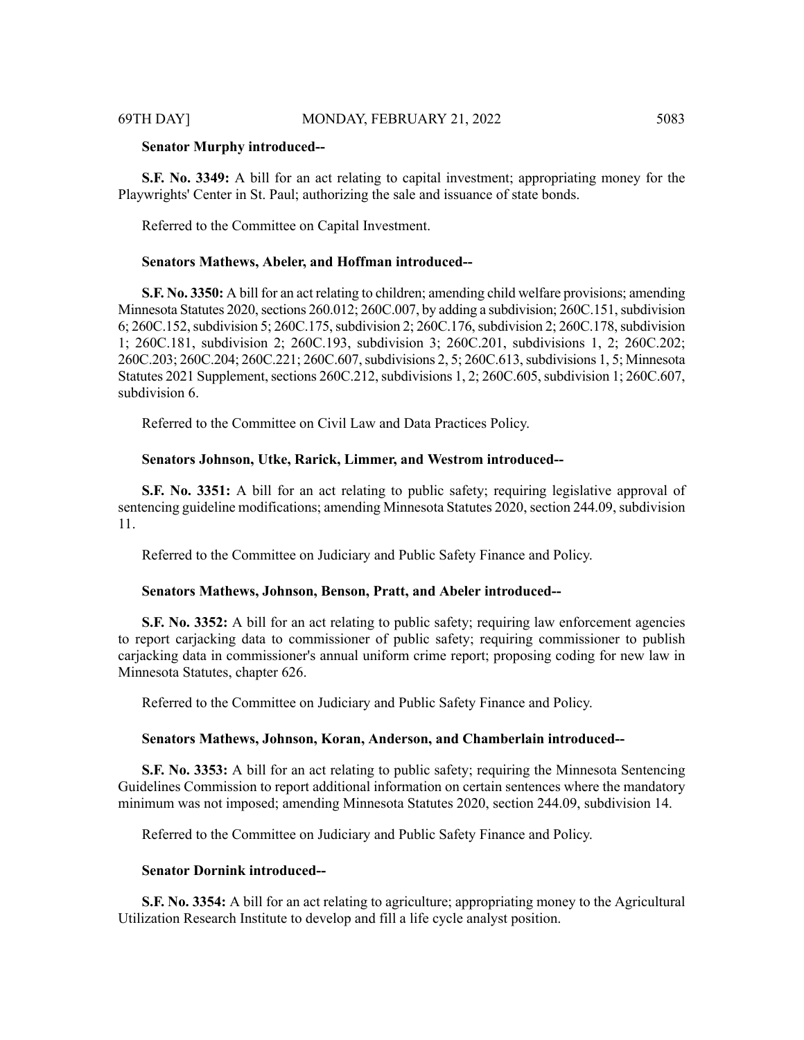**Senator Murphy introduced--**

**S.F. No. 3349:** A bill for an act relating to capital investment; appropriating money for the Playwrights' Center in St. Paul; authorizing the sale and issuance of state bonds.

Referred to the Committee on Capital Investment.

**Senators Mathews, Abeler, and Hoffman introduced--**

**S.F. No. 3350:** A bill for an act relating to children; amending child welfare provisions; amending Minnesota Statutes 2020, sections 260.012; 260C.007, by adding a subdivision; 260C.151, subdivision 6; 260C.152, subdivision 5; 260C.175, subdivision 2; 260C.176, subdivision 2; 260C.178, subdivision 1; 260C.181, subdivision 2; 260C.193, subdivision 3; 260C.201, subdivisions 1, 2; 260C.202; 260C.203; 260C.204; 260C.221; 260C.607, subdivisions 2, 5; 260C.613, subdivisions 1, 5; Minnesota Statutes 2021 Supplement, sections 260C.212, subdivisions 1, 2; 260C.605, subdivision 1; 260C.607, subdivision 6.

Referred to the Committee on Civil Law and Data Practices Policy.

**Senators Johnson, Utke, Rarick, Limmer, and Westrom introduced--**

**S.F. No. 3351:** A bill for an act relating to public safety; requiring legislative approval of sentencing guideline modifications; amending Minnesota Statutes 2020, section 244.09, subdivision 11.

Referred to the Committee on Judiciary and Public Safety Finance and Policy.

**Senators Mathews, Johnson, Benson, Pratt, and Abeler introduced--**

**S.F. No. 3352:** A bill for an act relating to public safety; requiring law enforcement agencies to report carjacking data to commissioner of public safety; requiring commissioner to publish carjacking data in commissioner's annual uniform crime report; proposing coding for new law in Minnesota Statutes, chapter 626.

Referred to the Committee on Judiciary and Public Safety Finance and Policy.

**Senators Mathews, Johnson, Koran, Anderson, and Chamberlain introduced--**

**S.F. No. 3353:** A bill for an act relating to public safety; requiring the Minnesota Sentencing Guidelines Commission to report additional information on certain sentences where the mandatory minimum was not imposed; amending Minnesota Statutes 2020, section 244.09, subdivision 14.

Referred to the Committee on Judiciary and Public Safety Finance and Policy.

**Senator Dornink introduced--**

**S.F. No. 3354:** A bill for an act relating to agriculture; appropriating money to the Agricultural Utilization Research Institute to develop and fill a life cycle analyst position.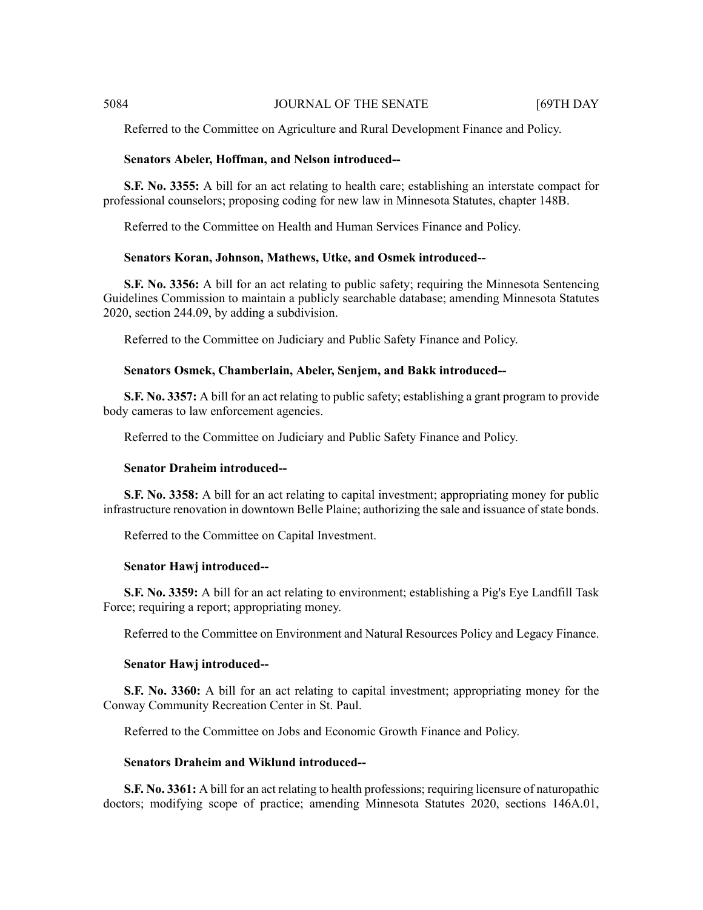Referred to the Committee on Agriculture and Rural Development Finance and Policy.

**Senators Abeler, Hoffman, and Nelson introduced--**

**S.F. No. 3355:** A bill for an act relating to health care; establishing an interstate compact for professional counselors; proposing coding for new law in Minnesota Statutes, chapter 148B.

Referred to the Committee on Health and Human Services Finance and Policy.

**Senators Koran, Johnson, Mathews, Utke, and Osmek introduced--**

**S.F. No. 3356:** A bill for an act relating to public safety; requiring the Minnesota Sentencing Guidelines Commission to maintain a publicly searchable database; amending Minnesota Statutes 2020, section 244.09, by adding a subdivision.

Referred to the Committee on Judiciary and Public Safety Finance and Policy.

**Senators Osmek, Chamberlain, Abeler, Senjem, and Bakk introduced--**

**S.F. No. 3357:** A bill for an act relating to public safety; establishing a grant program to provide body cameras to law enforcement agencies.

Referred to the Committee on Judiciary and Public Safety Finance and Policy.

**Senator Draheim introduced--**

**S.F. No. 3358:** A bill for an act relating to capital investment; appropriating money for public infrastructure renovation in downtown Belle Plaine; authorizing the sale and issuance of state bonds.

Referred to the Committee on Capital Investment.

**Senator Hawj introduced--**

**S.F. No. 3359:** A bill for an act relating to environment; establishing a Pig's Eye Landfill Task Force; requiring a report; appropriating money.

Referred to the Committee on Environment and Natural Resources Policy and Legacy Finance.

**Senator Hawj introduced--**

**S.F. No. 3360:** A bill for an act relating to capital investment; appropriating money for the Conway Community Recreation Center in St. Paul.

Referred to the Committee on Jobs and Economic Growth Finance and Policy.

**Senators Draheim and Wiklund introduced--**

**S.F. No. 3361:** A bill for an act relating to health professions; requiring licensure of naturopathic doctors; modifying scope of practice; amending Minnesota Statutes 2020, sections 146A.01,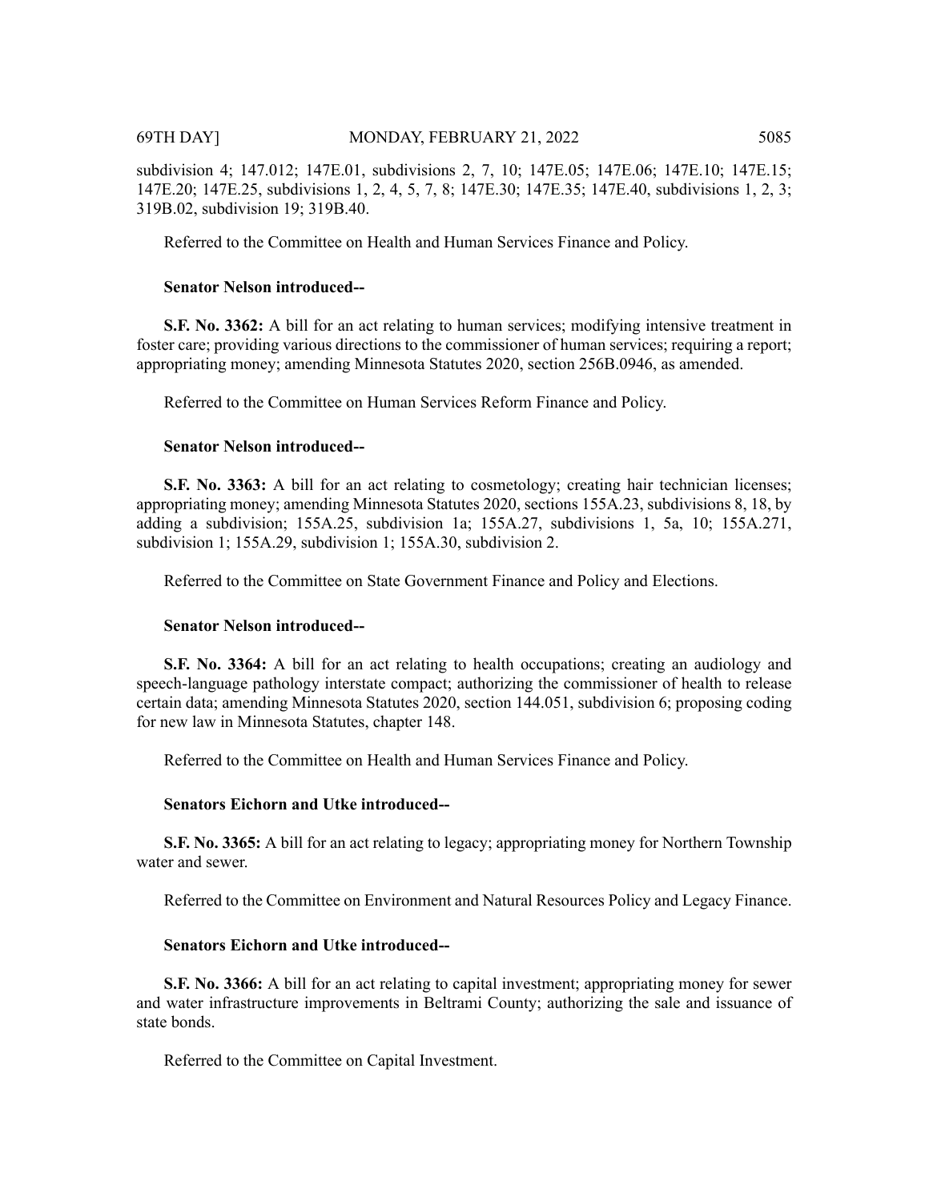subdivision 4; 147.012; 147E.01, subdivisions 2, 7, 10; 147E.05; 147E.06; 147E.10; 147E.15; 147E.20; 147E.25, subdivisions 1, 2, 4, 5, 7, 8; 147E.30; 147E.35; 147E.40, subdivisions 1, 2, 3; 319B.02, subdivision 19; 319B.40.

Referred to the Committee on Health and Human Services Finance and Policy.

**Senator Nelson introduced--**

**S.F. No. 3362:** A bill for an act relating to human services; modifying intensive treatment in foster care; providing various directions to the commissioner of human services; requiring a report; appropriating money; amending Minnesota Statutes 2020, section 256B.0946, as amended.

Referred to the Committee on Human Services Reform Finance and Policy.

**Senator Nelson introduced--**

**S.F. No. 3363:** A bill for an act relating to cosmetology; creating hair technician licenses; appropriating money; amending Minnesota Statutes 2020, sections 155A.23, subdivisions 8, 18, by adding a subdivision; 155A.25, subdivision 1a; 155A.27, subdivisions 1, 5a, 10; 155A.271, subdivision 1; 155A.29, subdivision 1; 155A.30, subdivision 2.

Referred to the Committee on State Government Finance and Policy and Elections.

**Senator Nelson introduced--**

**S.F. No. 3364:** A bill for an act relating to health occupations; creating an audiology and speech-language pathology interstate compact; authorizing the commissioner of health to release certain data; amending Minnesota Statutes 2020, section 144.051, subdivision 6; proposing coding for new law in Minnesota Statutes, chapter 148.

Referred to the Committee on Health and Human Services Finance and Policy.

**Senators Eichorn and Utke introduced--**

**S.F. No. 3365:** A bill for an act relating to legacy; appropriating money for Northern Township water and sewer.

Referred to the Committee on Environment and Natural Resources Policy and Legacy Finance.

**Senators Eichorn and Utke introduced--**

**S.F. No. 3366:** A bill for an act relating to capital investment; appropriating money for sewer and water infrastructure improvements in Beltrami County; authorizing the sale and issuance of state bonds.

Referred to the Committee on Capital Investment.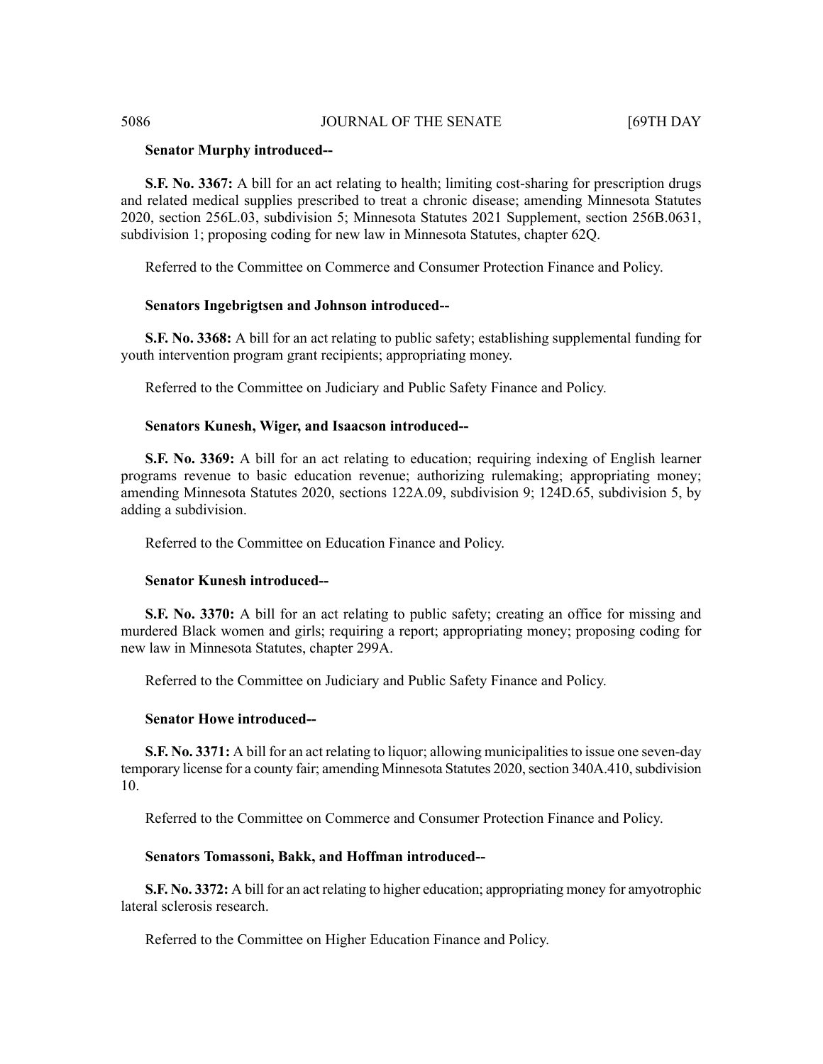**Senator Murphy introduced--**

**S.F. No. 3367:** A bill for an act relating to health; limiting cost-sharing for prescription drugs and related medical supplies prescribed to treat a chronic disease; amending Minnesota Statutes 2020, section 256L.03, subdivision 5; Minnesota Statutes 2021 Supplement, section 256B.0631, subdivision 1; proposing coding for new law in Minnesota Statutes, chapter 62Q.

Referred to the Committee on Commerce and Consumer Protection Finance and Policy.

**Senators Ingebrigtsen and Johnson introduced--**

**S.F. No. 3368:** A bill for an act relating to public safety; establishing supplemental funding for youth intervention program grant recipients; appropriating money.

Referred to the Committee on Judiciary and Public Safety Finance and Policy.

**Senators Kunesh, Wiger, and Isaacson introduced--**

**S.F. No. 3369:** A bill for an act relating to education; requiring indexing of English learner programs revenue to basic education revenue; authorizing rulemaking; appropriating money; amending Minnesota Statutes 2020, sections 122A.09, subdivision 9; 124D.65, subdivision 5, by adding a subdivision.

Referred to the Committee on Education Finance and Policy.

**Senator Kunesh introduced--**

**S.F. No. 3370:** A bill for an act relating to public safety; creating an office for missing and murdered Black women and girls; requiring a report; appropriating money; proposing coding for new law in Minnesota Statutes, chapter 299A.

Referred to the Committee on Judiciary and Public Safety Finance and Policy.

**Senator Howe introduced--**

**S.F. No. 3371:** A bill for an act relating to liquor; allowing municipalities to issue one seven-day temporary license for a county fair; amending Minnesota Statutes 2020, section 340A.410, subdivision 10.

Referred to the Committee on Commerce and Consumer Protection Finance and Policy.

**Senators Tomassoni, Bakk, and Hoffman introduced--**

**S.F. No. 3372:** A bill for an act relating to higher education; appropriating money for amyotrophic lateral sclerosis research.

Referred to the Committee on Higher Education Finance and Policy.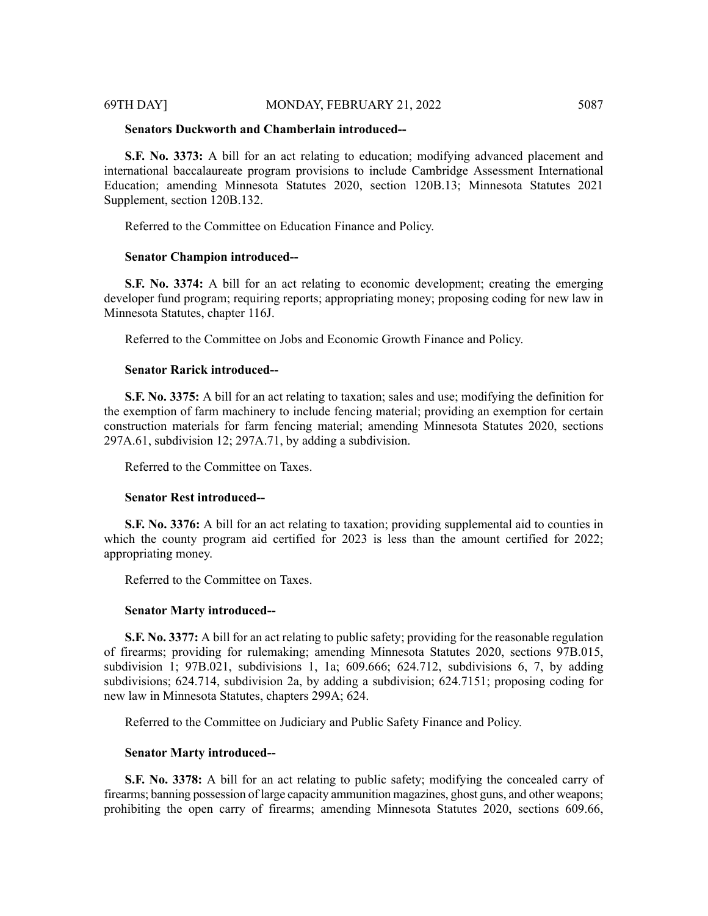**Senators Duckworth and Chamberlain introduced--**

**S.F. No. 3373:** A bill for an act relating to education; modifying advanced placement and international baccalaureate program provisions to include Cambridge Assessment International Education; amending Minnesota Statutes 2020, section 120B.13; Minnesota Statutes 2021 Supplement, section 120B.132.

Referred to the Committee on Education Finance and Policy.

**Senator Champion introduced--**

**S.F. No. 3374:** A bill for an act relating to economic development; creating the emerging developer fund program; requiring reports; appropriating money; proposing coding for new law in Minnesota Statutes, chapter 116J.

Referred to the Committee on Jobs and Economic Growth Finance and Policy.

**Senator Rarick introduced--**

**S.F. No. 3375:** A bill for an act relating to taxation; sales and use; modifying the definition for the exemption of farm machinery to include fencing material; providing an exemption for certain construction materials for farm fencing material; amending Minnesota Statutes 2020, sections 297A.61, subdivision 12; 297A.71, by adding a subdivision.

Referred to the Committee on Taxes.

**Senator Rest introduced--**

**S.F. No. 3376:** A bill for an act relating to taxation; providing supplemental aid to counties in which the county program aid certified for 2023 is less than the amount certified for 2022; appropriating money.

Referred to the Committee on Taxes.

**Senator Marty introduced--**

**S.F. No. 3377:** A bill for an act relating to public safety; providing for the reasonable regulation of firearms; providing for rulemaking; amending Minnesota Statutes 2020, sections 97B.015, subdivision 1; 97B.021, subdivisions 1, 1a; 609.666; 624.712, subdivisions 6, 7, by adding subdivisions; 624.714, subdivision 2a, by adding a subdivision; 624.7151; proposing coding for new law in Minnesota Statutes, chapters 299A; 624.

Referred to the Committee on Judiciary and Public Safety Finance and Policy.

**Senator Marty introduced--**

**S.F. No. 3378:** A bill for an act relating to public safety; modifying the concealed carry of firearms; banning possession of large capacity ammunition magazines, ghost guns, and other weapons; prohibiting the open carry of firearms; amending Minnesota Statutes 2020, sections 609.66,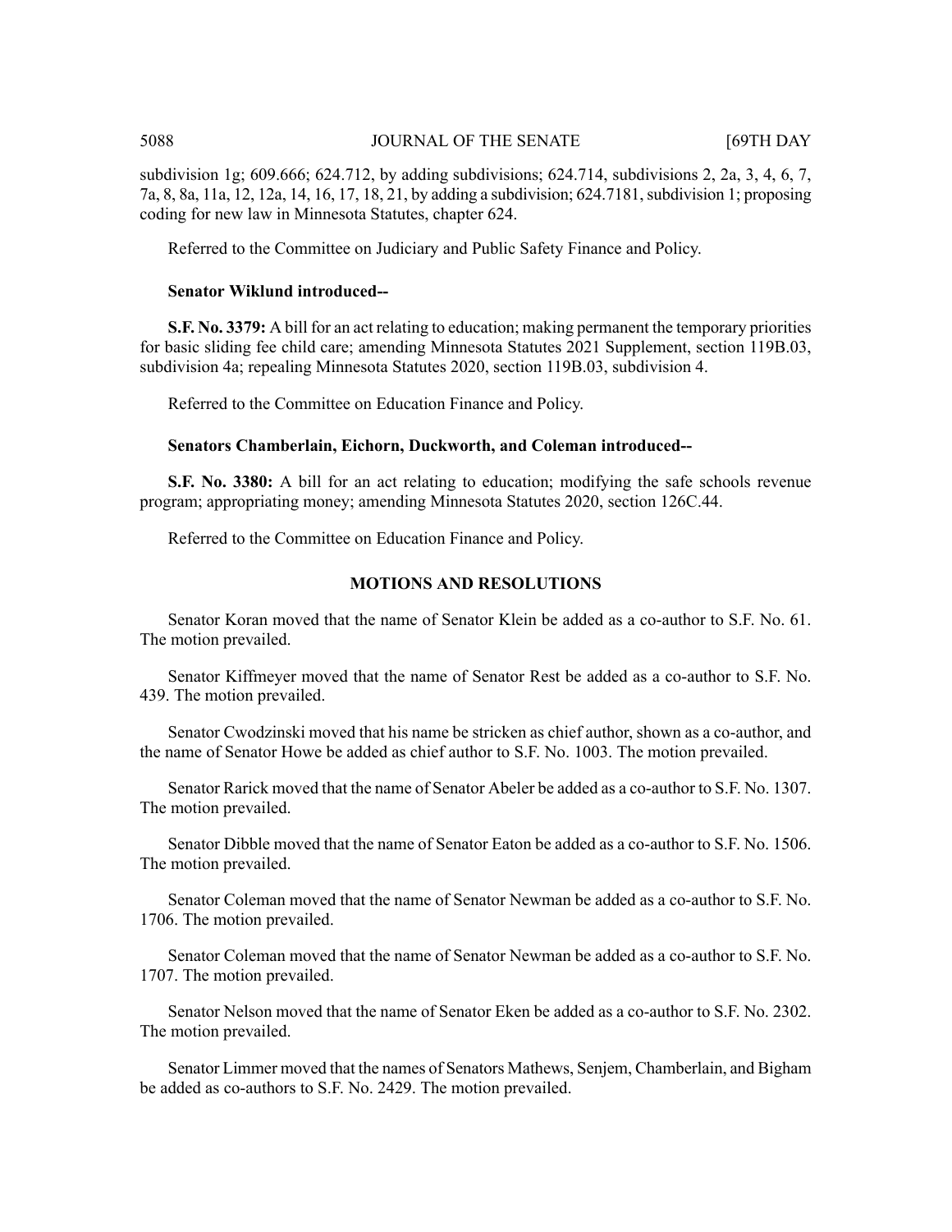subdivision 1g; 609.666; 624.712, by adding subdivisions; 624.714, subdivisions 2, 2a, 3, 4, 6, 7, 7a, 8, 8a, 11a, 12, 12a, 14, 16, 17, 18, 21, by adding a subdivision; 624.7181, subdivision 1; proposing coding for new law in Minnesota Statutes, chapter 624.

Referred to the Committee on Judiciary and Public Safety Finance and Policy.

**Senator Wiklund introduced--**

**S.F. No. 3379:** A bill for an act relating to education; making permanent the temporary priorities for basic sliding fee child care; amending Minnesota Statutes 2021 Supplement, section 119B.03, subdivision 4a; repealing Minnesota Statutes 2020, section 119B.03, subdivision 4.

Referred to the Committee on Education Finance and Policy.

**Senators Chamberlain, Eichorn, Duckworth, and Coleman introduced--**

**S.F. No. 3380:** A bill for an act relating to education; modifying the safe schools revenue program; appropriating money; amending Minnesota Statutes 2020, section 126C.44.

Referred to the Committee on Education Finance and Policy.

## MOTIONS AND RESOLUTIONS

Senator Koran moved that the name of Senator Klein be added as a co-author to S.F. No. 61. The motion prevailed.

Senator Kiffmeyer moved that the name of Senator Rest be added as a co-author to S.F. No. 439. The motion prevailed.

Senator Cwodzinski moved that his name be stricken as chief author, shown as a co-author, and the name of Senator Howe be added as chief author to S.F. No. 1003. The motion prevailed.

Senator Rarick moved that the name of Senator Abeler be added as a co-author to S.F. No. 1307. The motion prevailed.

Senator Dibble moved that the name of Senator Eaton be added as a co-author to S.F. No. 1506. The motion prevailed.

Senator Coleman moved that the name of Senator Newman be added as a co-author to S.F. No. 1706. The motion prevailed.

Senator Coleman moved that the name of Senator Newman be added as a co-author to S.F. No. 1707. The motion prevailed.

Senator Nelson moved that the name of Senator Eken be added as a co-author to S.F. No. 2302. The motion prevailed.

Senator Limmer moved that the names of Senators Mathews, Senjem, Chamberlain, and Bigham be added as co-authors to S.F. No. 2429. The motion prevailed.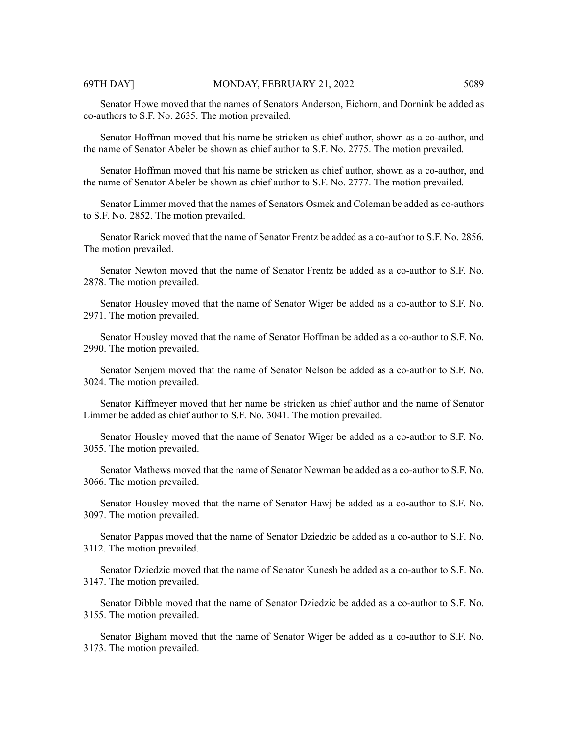Senator Howe moved that the names of Senators Anderson, Eichorn, and Dornink be added as co-authors to S.F. No. 2635. The motion prevailed.

Senator Hoffman moved that his name be stricken as chief author, shown as a co-author, and the name of Senator Abeler be shown as chief author to S.F. No. 2775. The motion prevailed.

Senator Hoffman moved that his name be stricken as chief author, shown as a co-author, and the name of Senator Abeler be shown as chief author to S.F. No. 2777. The motion prevailed.

Senator Limmer moved that the names of Senators Osmek and Coleman be added as co-authors to S.F. No. 2852. The motion prevailed.

Senator Rarick moved that the name of Senator Frentz be added as a co-author to S.F. No. 2856. The motion prevailed.

Senator Newton moved that the name of Senator Frentz be added as a co-author to S.F. No. 2878. The motion prevailed.

Senator Housley moved that the name of Senator Wiger be added as a co-author to S.F. No. 2971. The motion prevailed.

Senator Housley moved that the name of Senator Hoffman be added as a co-author to S.F. No. 2990. The motion prevailed.

Senator Senjem moved that the name of Senator Nelson be added as a co-author to S.F. No. 3024. The motion prevailed.

Senator Kiffmeyer moved that her name be stricken as chief author and the name of Senator Limmer be added as chief author to S.F. No. 3041. The motion prevailed.

Senator Housley moved that the name of Senator Wiger be added as a co-author to S.F. No. 3055. The motion prevailed.

Senator Mathews moved that the name of Senator Newman be added as a co-author to S.F. No. 3066. The motion prevailed.

Senator Housley moved that the name of Senator Hawj be added as a co-author to S.F. No. 3097. The motion prevailed.

Senator Pappas moved that the name of Senator Dziedzic be added as a co-author to S.F. No. 3112. The motion prevailed.

Senator Dziedzic moved that the name of Senator Kunesh be added as a co-author to S.F. No. 3147. The motion prevailed.

Senator Dibble moved that the name of Senator Dziedzic be added as a co-author to S.F. No. 3155. The motion prevailed.

Senator Bigham moved that the name of Senator Wiger be added as a co-author to S.F. No. 3173. The motion prevailed.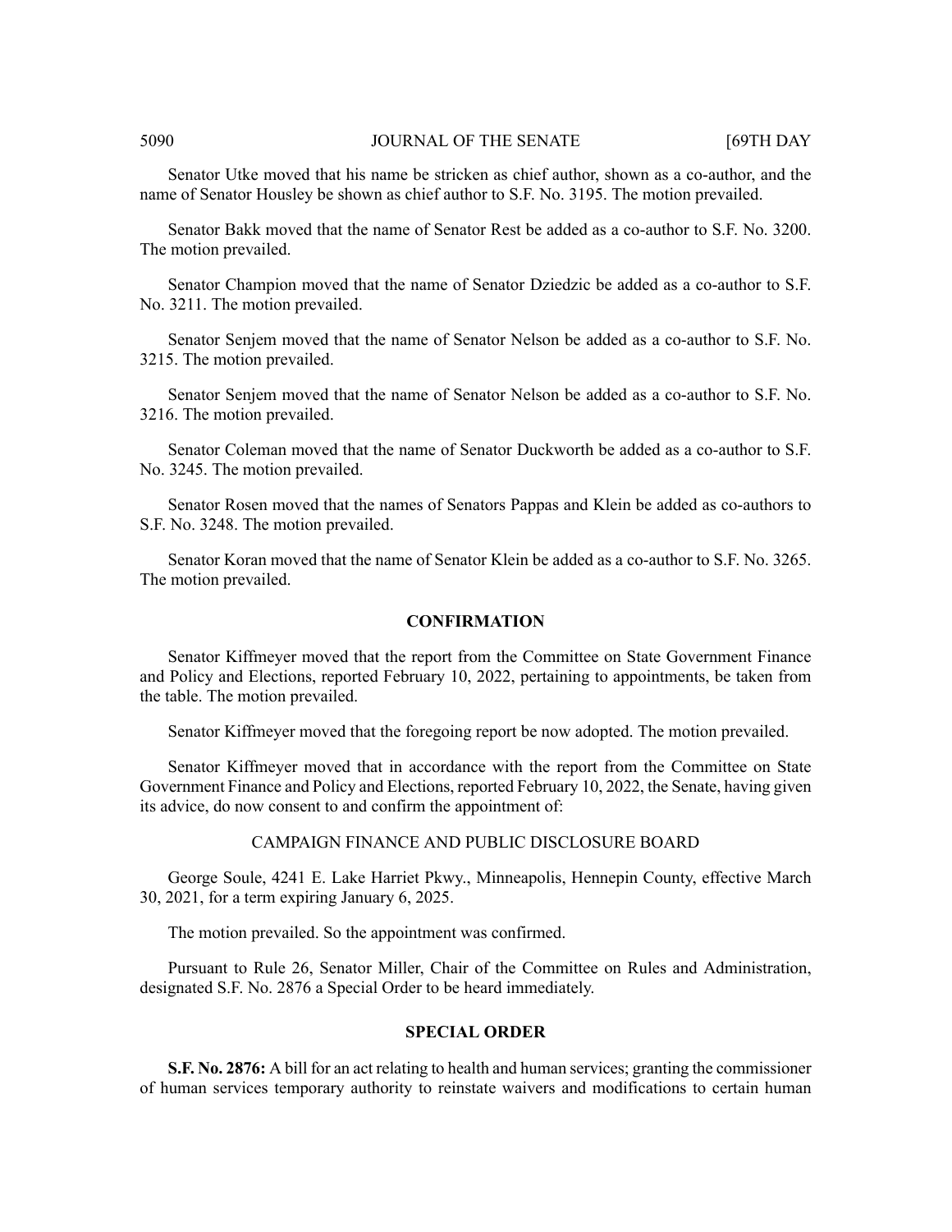Senator Utke moved that his name be stricken as chief author, shown as a co-author, and the name of Senator Housley be shown as chief author to S.F. No. 3195. The motion prevailed.

Senator Bakk moved that the name of Senator Rest be added as a co-author to S.F. No. 3200. The motion prevailed.

Senator Champion moved that the name of Senator Dziedzic be added as a co-author to S.F. No. 3211. The motion prevailed.

Senator Senjem moved that the name of Senator Nelson be added as a co-author to S.F. No. 3215. The motion prevailed.

Senator Senjem moved that the name of Senator Nelson be added as a co-author to S.F. No. 3216. The motion prevailed.

Senator Coleman moved that the name of Senator Duckworth be added as a co-author to S.F. No. 3245. The motion prevailed.

Senator Rosen moved that the names of Senators Pappas and Klein be added as co-authors to S.F. No. 3248. The motion prevailed.

Senator Koran moved that the name of Senator Klein be added as a co-author to S.F. No. 3265. The motion prevailed.

## CONFIRMATION

Senator Kiffmeyer moved that the report from the Committee on State Government Finance and Policy and Elections, reported February 10, 2022, pertaining to appointments, be taken from the table. The motion prevailed.

Senator Kiffmeyer moved that the foregoing report be now adopted. The motion prevailed.

Senator Kiffmeyer moved that in accordance with the report from the Committee on State Government Finance and Policy and Elections, reported February 10, 2022, the Senate, having given its advice, do now consent to and confirm the appointment of:

CAMPAIGN FINANCE AND PUBLIC DISCLOSURE BOARD

George Soule, 4241 E. Lake Harriet Pkwy., Minneapolis, Hennepin County, effective March 30, 2021, for a term expiring January 6, 2025.

The motion prevailed. So the appointment was confirmed.

Pursuant to Rule 26, Senator Miller, Chair of the Committee on Rules and Administration, designated S.F. No. 2876 a Special Order to be heard immediately.

## SPECIAL ORDER

**S.F. No. 2876:** A bill for an act relating to health and human services; granting the commissioner of human services temporary authority to reinstate waivers and modifications to certain human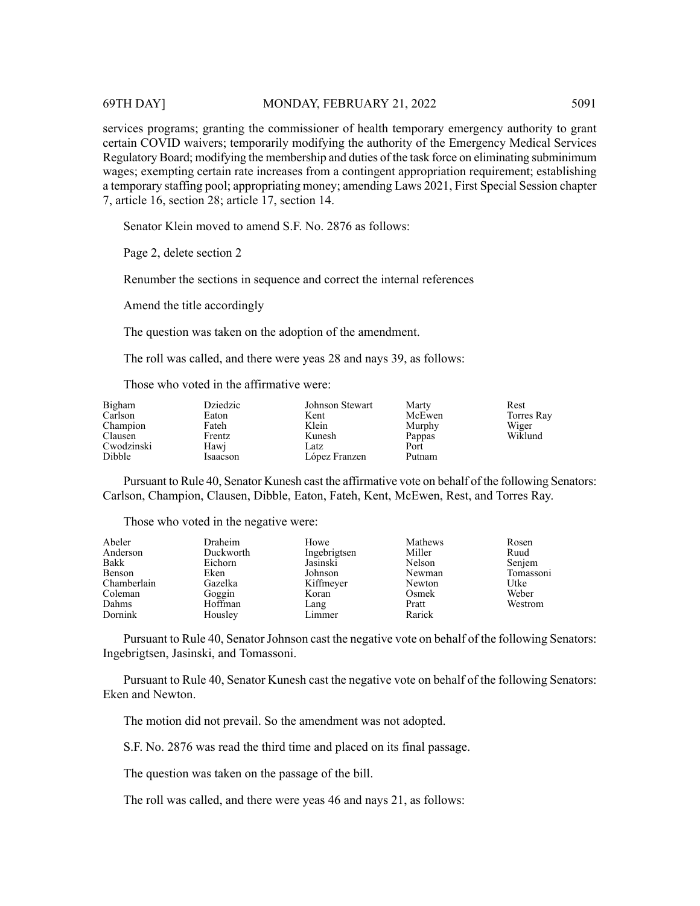services programs; granting the commissioner of health temporary emergency authority to grant certain COVID waivers; temporarily modifying the authority of the Emergency Medical Services Regulatory Board; modifying the membership and duties of the task force on eliminating subminimum wages; exempting certain rate increases from a contingent appropriation requirement; establishing a temporary staffing pool; appropriating money; amending Laws 2021, First Special Session chapter 7, article 16, section 28; article 17, section 14.

Senator Klein moved to amend S.F. No. 2876 as follows:

Page 2, delete section 2

Renumber the sections in sequence and correct the internal references

Amend the title accordingly

The question was taken on the adoption of the amendment.

The roll was called, and there were yeas 28 and nays 39, as follows:

Those who voted in the affirmative were:

| | | | | |
|---|---|---|---|---|
| Bigham | Dziedzic | Johnson Stewart | Marty | Rest |
| Carlson | Eaton | Kent | McEwen | Torres Ray |
| Champion | Fateh | Klein | Murphy | Wiger |
| Clausen | Frentz | Kunesh | Pappas | Wiklund |
| Cwodzinski | Hawj | Latz | Port | |
| Dibble | Isaacson | López Franzen | Putnam | |

Pursuant to Rule 40, Senator Kunesh cast the affirmative vote on behalf of the following Senators: Carlson, Champion, Clausen, Dibble, Eaton, Fateh, Kent, McEwen, Rest, and Torres Ray.

Those who voted in the negative were:

| | | | | |
|---|---|---|---|---|
| Abeler | Draheim | Howe | Mathews | Rosen |
| Anderson | Duckworth | Ingebrigtsen | Miller | Ruud |
| Bakk | Eichorn | Jasinski | Nelson | Senjem |
| Benson | Eken | Johnson | Newman | Tomassoni |
| Chamberlain | Gazelka | Kiffmeyer | Newton | Utke |
| Coleman | Goggin | Koran | Osmek | Weber |
| Dahms | Hoffman | Lang | Pratt | Westrom |
| Dornink | Housley | Limmer | Rarick | |

Pursuant to Rule 40, Senator Johnson cast the negative vote on behalf of the following Senators: Ingebrigtsen, Jasinski, and Tomassoni.

Pursuant to Rule 40, Senator Kunesh cast the negative vote on behalf of the following Senators: Eken and Newton.

The motion did not prevail. So the amendment was not adopted.

S.F. No. 2876 was read the third time and placed on its final passage.

The question was taken on the passage of the bill.

The roll was called, and there were yeas 46 and nays 21, as follows: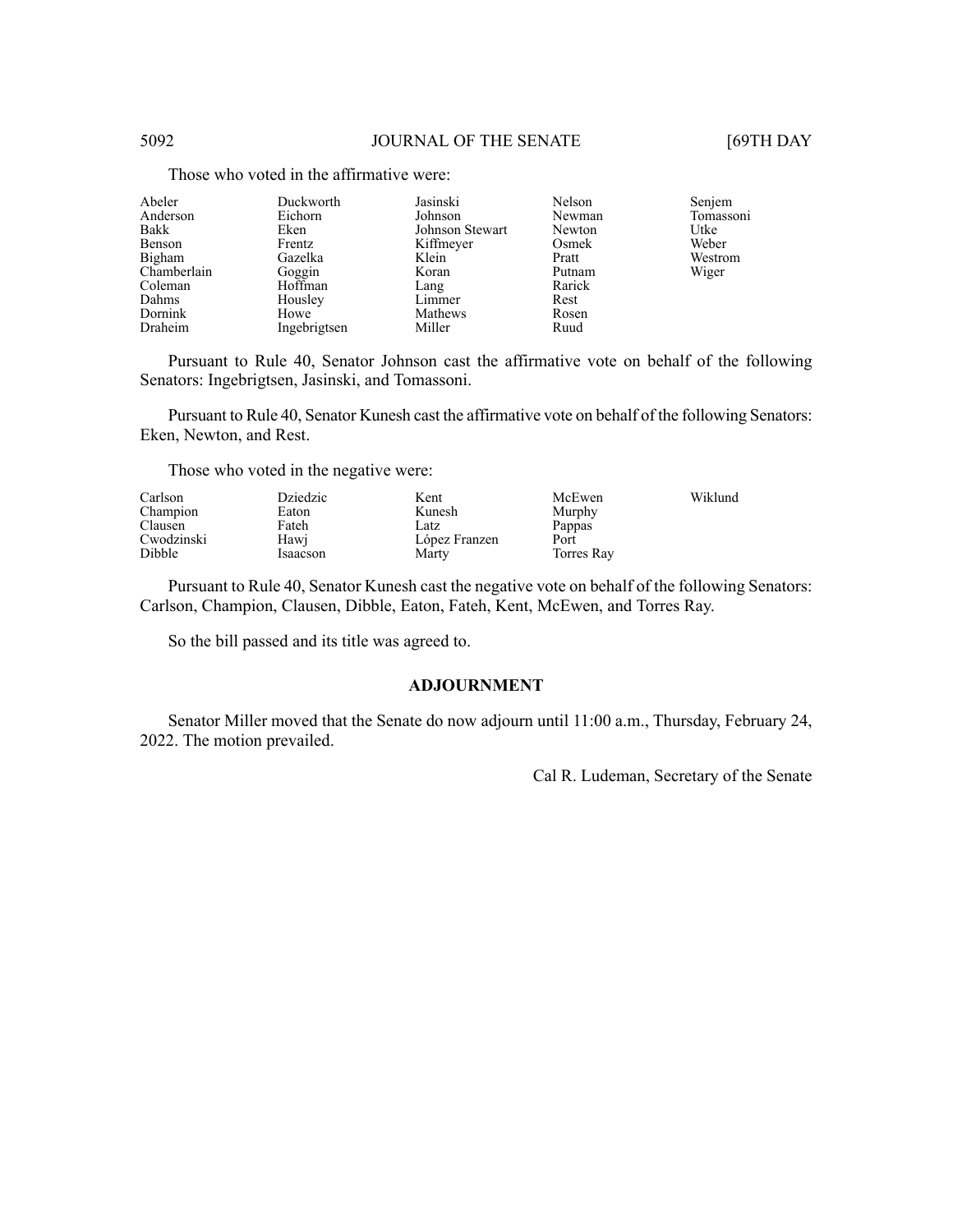Those who voted in the affirmative were:

| | | | | |
|---|---|---|---|---|
| Abeler | Duckworth | Jasinski | Nelson | Senjem |
| Anderson | Eichorn | Johnson | Newman | Tomassoni |
| Bakk | Eken | Johnson Stewart | Newton | Utke |
| Benson | Frentz | Kiffmeyer | Osmek | Weber |
| Bigham | Gazelka | Klein | Pratt | Westrom |
| Chamberlain | Goggin | Koran | Putnam | Wiger |
| Coleman | Hoffman | Lang | Rarick | |
| Dahms | Housley | Limmer | Rest | |
| Dornink | Howe | Mathews | Rosen | |
| Draheim | Ingebrigtsen | Miller | Ruud | |

Pursuant to Rule 40, Senator Johnson cast the affirmative vote on behalf of the following Senators: Ingebrigtsen, Jasinski, and Tomassoni.

Pursuant to Rule 40, Senator Kunesh cast the affirmative vote on behalf of the following Senators: Eken, Newton, and Rest.

Those who voted in the negative were:

| | | | | |
|---|---|---|---|---|
| Carlson | Dziedzic | Kent | McEwen | Wiklund |
| Champion | Eaton | Kunesh | Murphy | |
| Clausen | Fateh | Latz | Pappas | |
| Cwodzinski | Hawj | López Franzen | Port | |
| Dibble | Isaacson | Marty | Torres Ray | |

Pursuant to Rule 40, Senator Kunesh cast the negative vote on behalf of the following Senators: Carlson, Champion, Clausen, Dibble, Eaton, Fateh, Kent, McEwen, and Torres Ray.

So the bill passed and its title was agreed to.

## ADJOURNMENT

Senator Miller moved that the Senate do now adjourn until 11:00 a.m., Thursday, February 24, 2022. The motion prevailed.

Cal R. Ludeman, Secretary of the Senate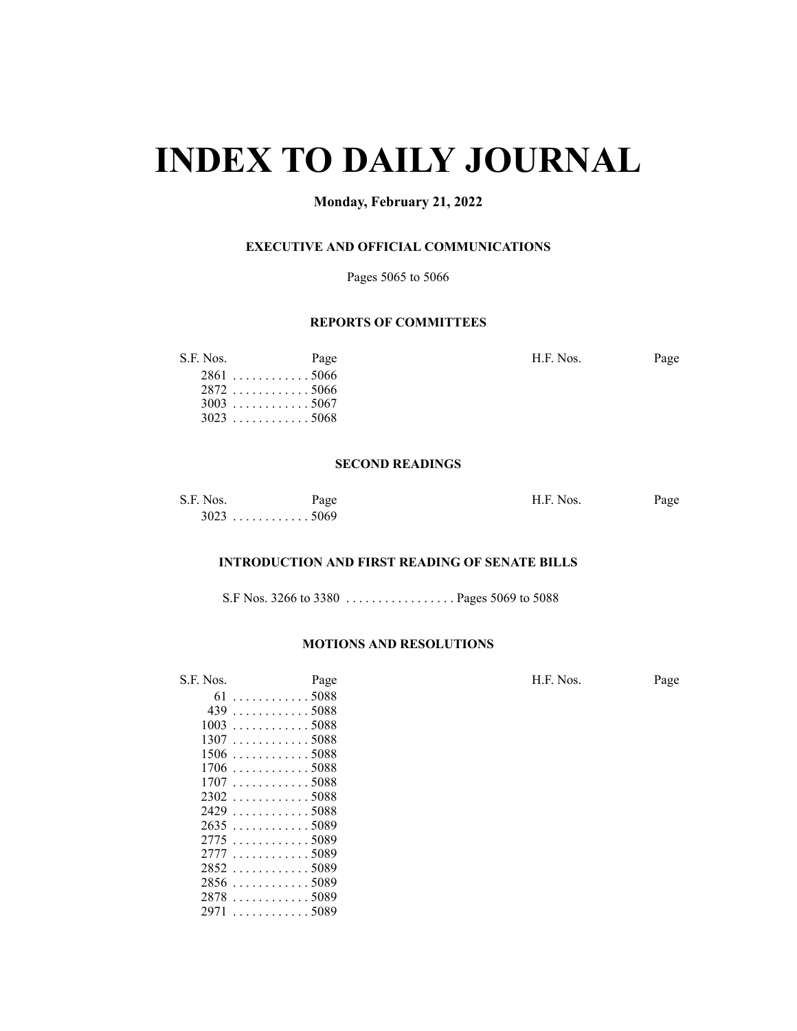# INDEX TO DAILY JOURNAL

**Monday, February 21, 2022**

### EXECUTIVE AND OFFICIAL COMMUNICATIONS

Pages 5065 to 5066

### REPORTS OF COMMITTEES

| S.F. Nos. | Page | H.F. Nos. | Page |
|---|---|---|---|
| 2861 | 5066 | | |
| 2872 | 5066 | | |
| 3003 | 5067 | | |
| 3023 | 5068 | | |

### SECOND READINGS

| S.F. Nos. | Page | H.F. Nos. | Page |
|---|---|---|---|
| 3023 | 5069 | | |

### INTRODUCTION AND FIRST READING OF SENATE BILLS

S.F Nos. 3266 to 3380 . . . . . . . . . . . . . . . . . Pages 5069 to 5088

### MOTIONS AND RESOLUTIONS

| S.F. Nos. | Page | H.F. Nos. | Page |
|---|---|---|---|
| 61 | 5088 | | |
| 439 | 5088 | | |
| 1003 | 5088 | | |
| 1307 | 5088 | | |
| 1506 | 5088 | | |
| 1706 | 5088 | | |
| 1707 | 5088 | | |
| 2302 | 5088 | | |
| 2429 | 5088 | | |
| 2635 | 5089 | | |
| 2775 | 5089 | | |
| 2777 | 5089 | | |
| 2852 | 5089 | | |
| 2856 | 5089 | | |
| 2878 | 5089 | | |
| 2971 | 5089 | | |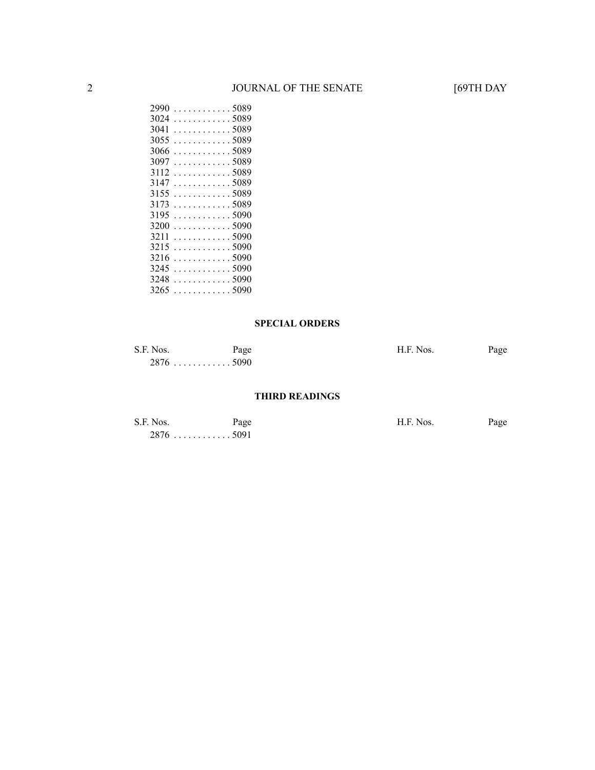2990 . . . . . . . . . . . . 5089
3024 . . . . . . . . . . . . 5089
3041 . . . . . . . . . . . . 5089
3055 . . . . . . . . . . . . 5089
3066 . . . . . . . . . . . . 5089
3097 . . . . . . . . . . . . 5089
3112 . . . . . . . . . . . . 5089
3147 . . . . . . . . . . . . 5089
3155 . . . . . . . . . . . . 5089
3173 . . . . . . . . . . . . 5089
3195 . . . . . . . . . . . . 5090
3200 . . . . . . . . . . . . 5090
3211 . . . . . . . . . . . . 5090
3215 . . . . . . . . . . . . 5090
3216 . . . . . . . . . . . . 5090
3245 . . . . . . . . . . . . 5090
3248 . . . . . . . . . . . . 5090
3265 . . . . . . . . . . . . 5090

## SPECIAL ORDERS

| S.F. Nos. | Page | H.F. Nos. | Page |
|---|---|---|---|
| 2876 | 5090 | | |

## THIRD READINGS

| S.F. Nos. | Page | H.F. Nos. | Page |
|---|---|---|---|
| 2876 | 5091 | | |